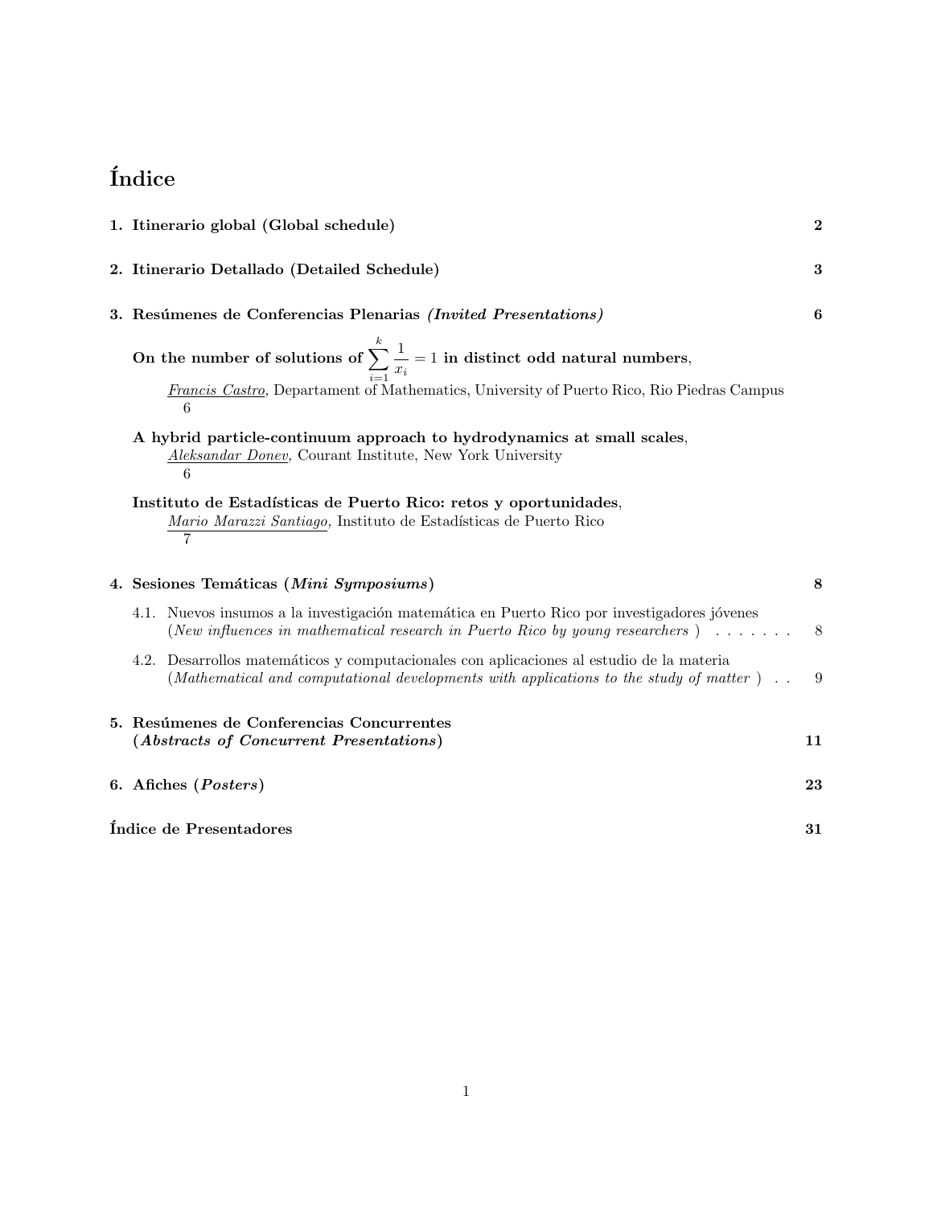# Índice

**1. Itinerario global (Global schedule)** **2**

**2. Itinerario Detallado (Detailed Schedule)** **3**

**3. Resúmenes de Conferencias Plenarias *(Invited Presentations)*** **6**

**On the number of solutions of $\sum_{i=1}^{k} \frac{1}{x_i} = 1$ in distinct odd natural numbers**,
*Francis Castro*, Departament of Mathematics, University of Puerto Rico, Rio Piedras Campus
6

**A hybrid particle-continuum approach to hydrodynamics at small scales**,
*Aleksandar Donev*, Courant Institute, New York University
6

**Instituto de Estadísticas de Puerto Rico: retos y oportunidades**,
*Mario Marazzi Santiago*, Instituto de Estadísticas de Puerto Rico
7

**4. Sesiones Temáticas (*Mini Symposiums*)** **8**

4.1. Nuevos insumos a la investigación matemática en Puerto Rico por investigadores jóvenes (*New influences in mathematical research in Puerto Rico by young researchers* ) . . . . . . . 8

4.2. Desarrollos matemáticos y computacionales con aplicaciones al estudio de la materia (*Mathematical and computational developments with applications to the study of matter* ) . . 9

**5. Resúmenes de Conferencias Concurrentes (*Abstracts of Concurrent Presentations*)** **11**

**6. Afiches (*Posters*)** **23**

**Índice de Presentadores** **31**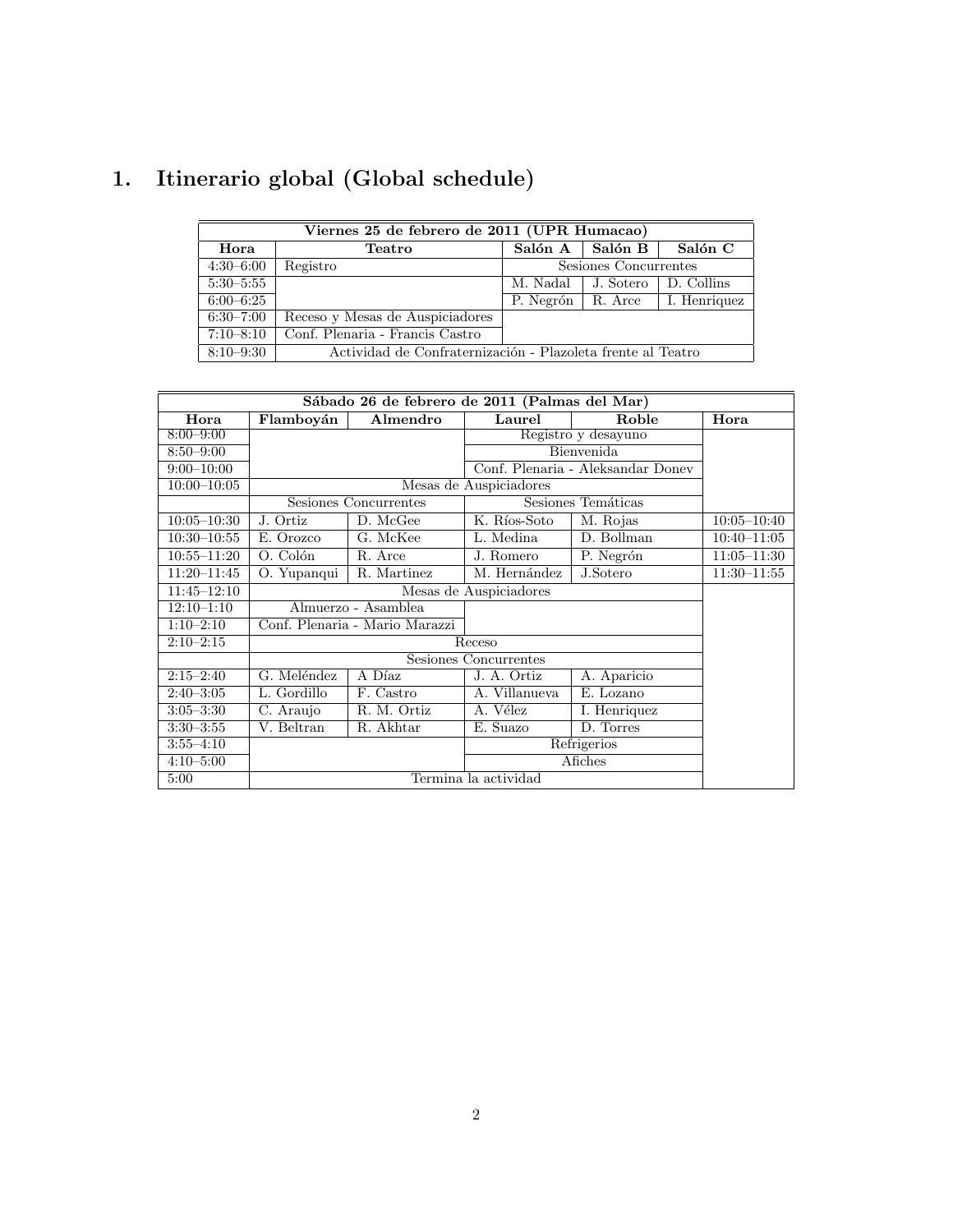# 1. Itinerario global (Global schedule)

| Viernes 25 de febrero de 2011 (UPR Humacao) | | | | |
|---|---|---|---|---|
| **Hora** | **Teatro** | **Salón A** | **Salón B** | **Salón C** |
| 4:30–6:00 | Registro | Sesiones Concurrentes | | |
| 5:30–5:55 | | M. Nadal | J. Sotero | D. Collins |
| 6:00–6:25 | | P. Negrón | R. Arce | I. Henriquez |
| 6:30–7:00 | Receso y Mesas de Auspiciadores | | | |
| 7:10–8:10 | Conf. Plenaria - Francis Castro | | | |
| 8:10–9:30 | Actividad de Confraternización - Plazoleta frente al Teatro | | | |

| Sábado 26 de febrero de 2011 (Palmas del Mar) | | | | | |
|---|---|---|---|---|---|
| **Hora** | **Flamboyán** | **Almendro** | **Laurel** | **Roble** | **Hora** |
| 8:00–9:00 | | | Registro y desayuno | | |
| 8:50–9:00 | | | Bienvenida | | |
| 9:00–10:00 | | | Conf. Plenaria - Aleksandar Donev | | |
| 10:00–10:05 | Mesas de Auspiciadores | | | | |
| | Sesiones Concurrentes | | Sesiones Temáticas | | |
| 10:05–10:30 | J. Ortiz | D. McGee | K. Ríos-Soto | M. Rojas | 10:05–10:40 |
| 10:30–10:55 | E. Orozco | G. McKee | L. Medina | D. Bollman | 10:40–11:05 |
| 10:55–11:20 | O. Colón | R. Arce | J. Romero | P. Negrón | 11:05–11:30 |
| 11:20–11:45 | O. Yupanqui | R. Martinez | M. Hernández | J.Sotero | 11:30–11:55 |
| 11:45–12:10 | Mesas de Auspiciadores | | | | |
| 12:10–1:10 | Almuerzo - Asamblea | | | | |
| 1:10–2:10 | Conf. Plenaria - Mario Marazzi | | | | |
| 2:10–2:15 | Receso | | | | |
| | Sesiones Concurrentes | | | | |
| 2:15–2:40 | G. Meléndez | A Díaz | J. A. Ortiz | A. Aparicio | |
| 2:40–3:05 | L. Gordillo | F. Castro | A. Villanueva | E. Lozano | |
| 3:05–3:30 | C. Araujo | R. M. Ortiz | A. Vélez | I. Henriquez | |
| 3:30–3:55 | V. Beltran | R. Akhtar | E. Suazo | D. Torres | |
| 3:55–4:10 | | | Refrigerios | | |
| 4:10–5:00 | | | Afiches | | |
| 5:00 | Termina la actividad | | | | |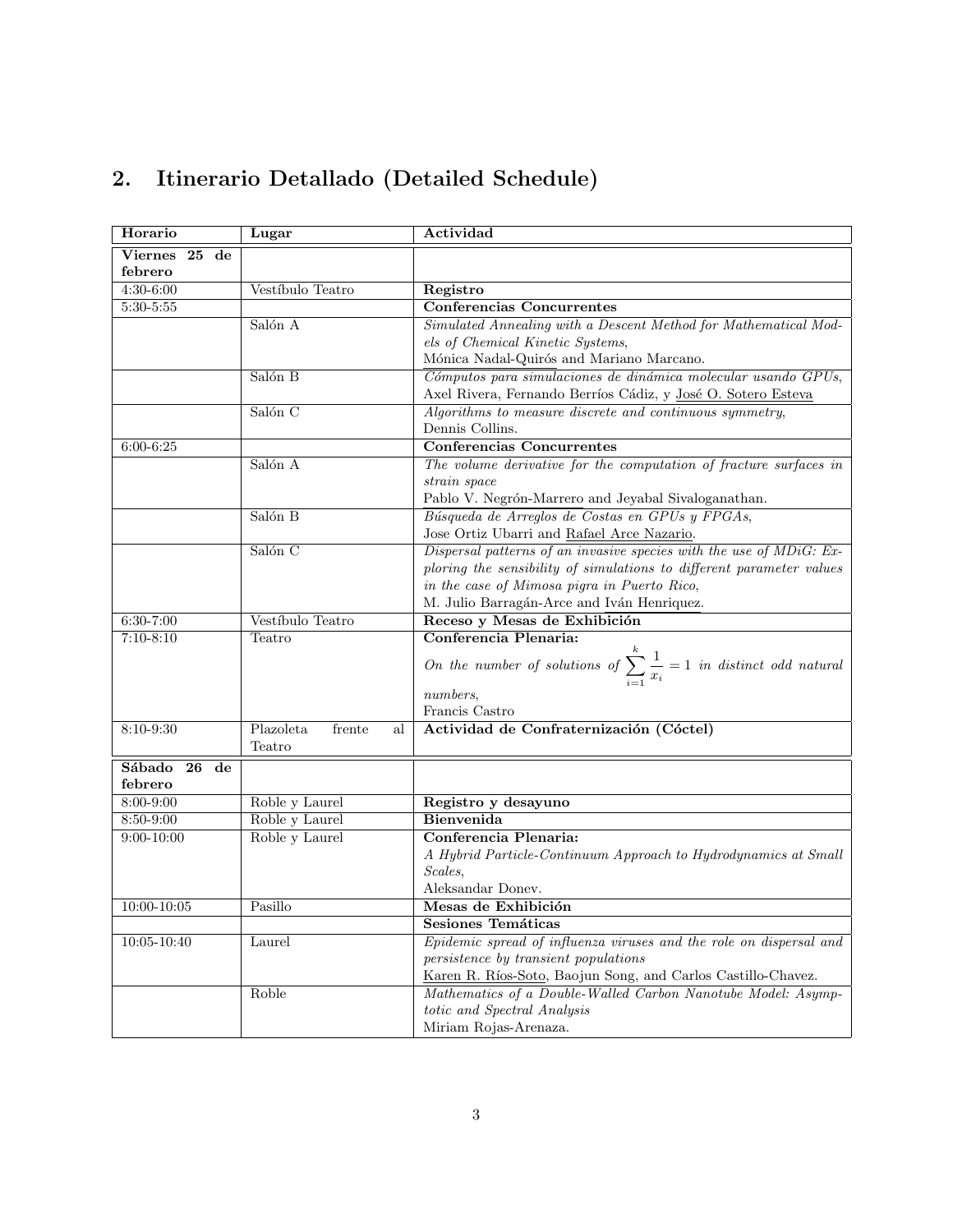## 2. Itinerario Detallado (Detailed Schedule)

| Horario | Lugar | Actividad |
|---|---|---|
| **Viernes 25 de febrero** | | |
| 4:30-6:00 | Vestíbulo Teatro | **Registro** |
| 5:30-5:55 | | **Conferencias Concurrentes** |
| | Salón A | *Simulated Annealing with a Descent Method for Mathematical Models of Chemical Kinetic Systems*, Mónica Nadal-Quirós and Mariano Marcano. |
| | Salón B | *Cómputos para simulaciones de dinámica molecular usando GPUs*, Axel Rivera, Fernando Berríos Cádiz, y José O. Sotero Esteva |
| | Salón C | *Algorithms to measure discrete and continuous symmetry*, Dennis Collins. |
| 6:00-6:25 | | **Conferencias Concurrentes** |
| | Salón A | *The volume derivative for the computation of fracture surfaces in strain space* Pablo V. Negrón-Marrero and Jeyabal Sivaloganathan. |
| | Salón B | *Búsqueda de Arreglos de Costas en GPUs y FPGAs*, Jose Ortiz Ubarri and Rafael Arce Nazario. |
| | Salón C | *Dispersal patterns of an invasive species with the use of MDiG: Exploring the sensibility of simulations to different parameter values in the case of Mimosa pigra in Puerto Rico*, M. Julio Barragán-Arce and Iván Henriquez. |
| 6:30-7:00 | Vestíbulo Teatro | **Receso y Mesas de Exhibición** |
| 7:10-8:10 | Teatro | **Conferencia Plenaria:** *On the number of solutions of* $\sum_{i=1}^{k} \frac{1}{x_i} = 1$ *in distinct odd natural numbers*, Francis Castro |
| 8:10-9:30 | Plazoleta frente al Teatro | **Actividad de Confraternización (Cóctel)** |
| **Sábado 26 de febrero** | | |
| 8:00-9:00 | Roble y Laurel | **Registro y desayuno** |
| 8:50-9:00 | Roble y Laurel | **Bienvenida** |
| 9:00-10:00 | Roble y Laurel | **Conferencia Plenaria:** *A Hybrid Particle-Continuum Approach to Hydrodynamics at Small Scales*, Aleksandar Donev. |
| 10:00-10:05 | Pasillo | **Mesas de Exhibición** |
| | | **Sesiones Temáticas** |
| 10:05-10:40 | Laurel | *Epidemic spread of influenza viruses and the role on dispersal and persistence by transient populations* Karen R. Ríos-Soto, Baojun Song, and Carlos Castillo-Chavez. |
| | Roble | *Mathematics of a Double-Walled Carbon Nanotube Model: Asymptotic and Spectral Analysis* Miriam Rojas-Arenaza. |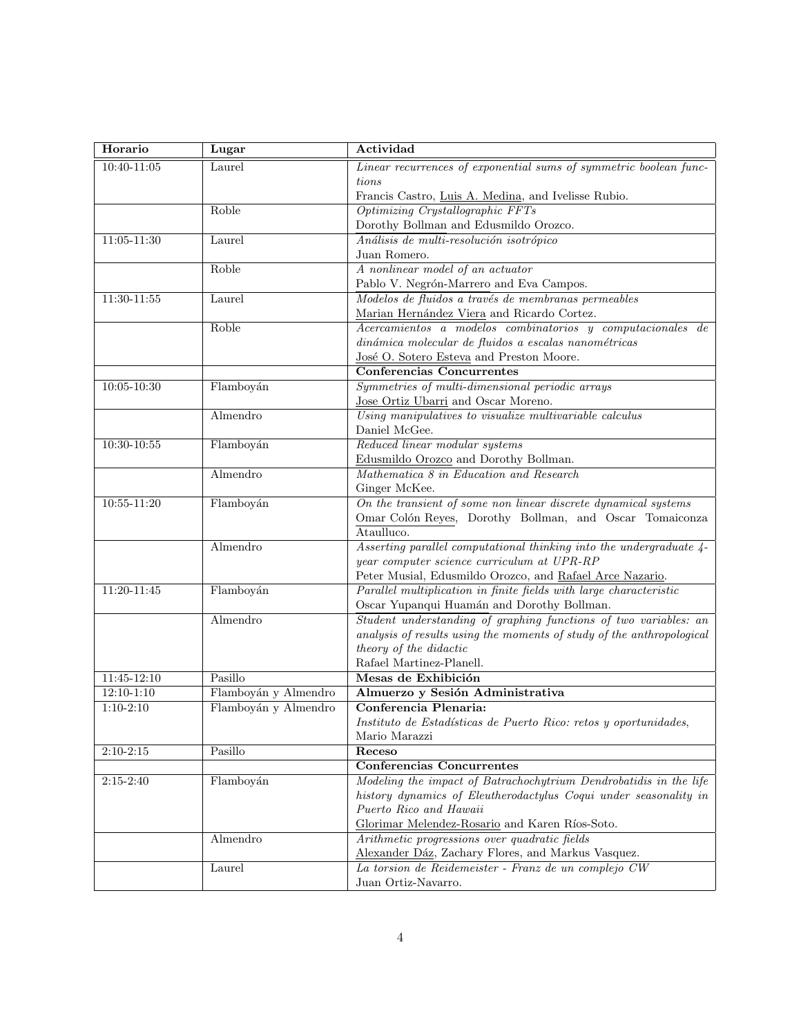| Horario | Lugar | Actividad |
|---|---|---|
| 10:40-11:05 | Laurel | *Linear recurrences of exponential sums of symmetric boolean functions*<br>Francis Castro, Luis A. Medina, and Ivelisse Rubio. |
| | Roble | *Optimizing Crystallographic FFTs*<br>Dorothy Bollman and Edusmildo Orozco. |
| 11:05-11:30 | Laurel | *Análisis de multi-resolución isotrópico*<br>Juan Romero. |
| | Roble | *A nonlinear model of an actuator*<br>Pablo V. Negrón-Marrero and Eva Campos. |
| 11:30-11:55 | Laurel | *Modelos de fluidos a través de membranas permeables*<br>Marian Hernández Viera and Ricardo Cortez. |
| | Roble | *Acercamientos a modelos combinatorios y computacionales de dinámica molecular de fluidos a escalas nanométricas*<br>José O. Sotero Esteva and Preston Moore. |
| | | **Conferencias Concurrentes** |
| 10:05-10:30 | Flamboyán | *Symmetries of multi-dimensional periodic arrays*<br>Jose Ortiz Ubarri and Oscar Moreno. |
| | Almendro | *Using manipulatives to visualize multivariable calculus*<br>Daniel McGee. |
| 10:30-10:55 | Flamboyán | *Reduced linear modular systems*<br>Edusmildo Orozco and Dorothy Bollman. |
| | Almendro | *Mathematica 8 in Education and Research*<br>Ginger McKee. |
| 10:55-11:20 | Flamboyán | *On the transient of some non linear discrete dynamical systems*<br>Omar Colón Reyes, Dorothy Bollman, and Oscar Tomaiconza Ataulluco. |
| | Almendro | *Asserting parallel computational thinking into the undergraduate 4-year computer science curriculum at UPR-RP*<br>Peter Musial, Edusmildo Orozco, and Rafael Arce Nazario. |
| 11:20-11:45 | Flamboyán | *Parallel multiplication in finite fields with large characteristic*<br>Oscar Yupanqui Huamán and Dorothy Bollman. |
| | Almendro | *Student understanding of graphing functions of two variables: an analysis of results using the moments of study of the anthropological theory of the didactic*<br>Rafael Martinez-Planell. |
| 11:45-12:10 | Pasillo | **Mesas de Exhibición** |
| 12:10-1:10 | Flamboyán y Almendro | **Almuerzo y Sesión Administrativa** |
| 1:10-2:10 | Flamboyán y Almendro | **Conferencia Plenaria:**<br>*Instituto de Estadísticas de Puerto Rico: retos y oportunidades*, Mario Marazzi |
| 2:10-2:15 | Pasillo | **Receso** |
| | | **Conferencias Concurrentes** |
| 2:15-2:40 | Flamboyán | *Modeling the impact of Batrachochytrium Dendrobatidis in the life history dynamics of Eleutherodactylus Coqui under seasonality in Puerto Rico and Hawaii*<br>Glorimar Melendez-Rosario and Karen Ríos-Soto. |
| | Almendro | *Arithmetic progressions over quadratic fields*<br>Alexander Dáz, Zachary Flores, and Markus Vasquez. |
| | Laurel | *La torsion de Reidemeister - Franz de un complejo CW*<br>Juan Ortiz-Navarro. |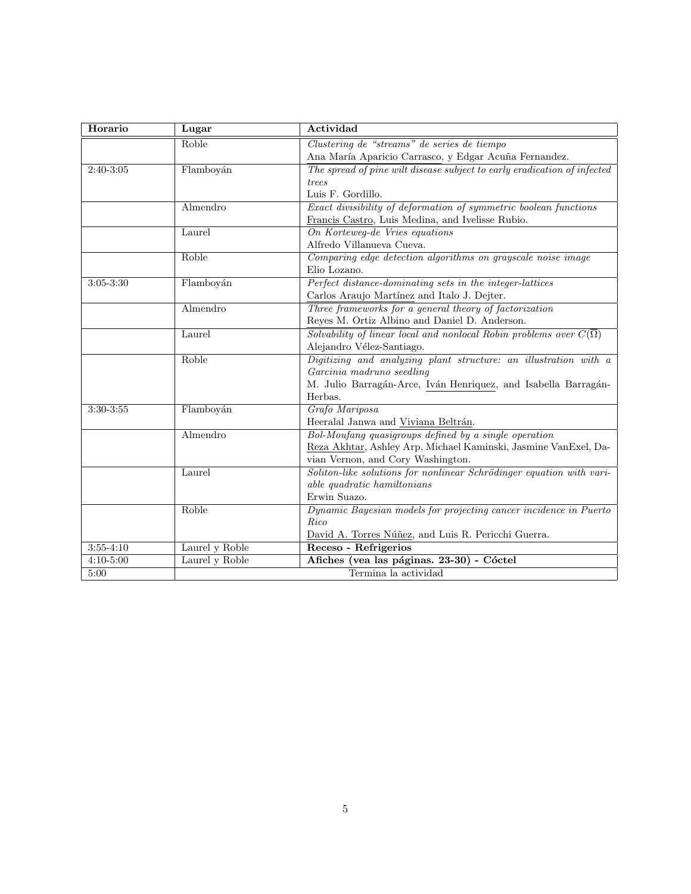| Horario | Lugar | Actividad |
|---|---|---|
| | Roble | *Clustering de "streams" de series de tiempo* <br> Ana María Aparicio Carrasco, y Edgar Acuña Fernandez. |
| 2:40-3:05 | Flamboyán | *The spread of pine wilt disease subject to early eradication of infected trees* <br> Luis F. Gordillo. |
| | Almendro | *Exact divisibility of deformation of symmetric boolean functions* <br> Francis Castro, Luis Medina, and Ivelisse Rubio. |
| | Laurel | *On Korteweg-de Vries equations* <br> Alfredo Villanueva Cueva. |
| | Roble | *Comparing edge detection algorithms on grayscale noise image* <br> Elio Lozano. |
| 3:05-3:30 | Flamboyán | *Perfect distance-dominating sets in the integer-lattices* <br> Carlos Araujo Martínez and Italo J. Dejter. |
| | Almendro | *Three frameworks for a general theory of factorization* <br> Reyes M. Ortiz Albino and Daniel D. Anderson. |
| | Laurel | *Solvability of linear local and nonlocal Robin problems over* $C(\overline{\Omega})$ <br> Alejandro Vélez-Santiago. |
| | Roble | *Digitizing and analyzing plant structure: an illustration with a Garcinia madruno seedling* <br> M. Julio Barragán-Arce, Iván Henriquez, and Isabella Barragán-Herbas. |
| 3:30-3:55 | Flamboyán | *Grafo Mariposa* <br> Heeralal Janwa and Viviana Beltrán. |
| | Almendro | *Bol-Moufang quasigroups defined by a single operation* <br> Reza Akhtar, Ashley Arp, Michael Kaminski, Jasmine VanExel, Davian Vernon, and Cory Washington. |
| | Laurel | *Soliton-like solutions for nonlinear Schrödinger equation with variable quadratic hamiltonians* <br> Erwin Suazo. |
| | Roble | *Dynamic Bayesian models for projecting cancer incidence in Puerto Rico* <br> David A. Torres Núñez, and Luis R. Pericchi Guerra. |
| 3:55-4:10 | Laurel y Roble | **Receso - Refrigerios** |
| 4:10-5:00 | Laurel y Roble | **Afiches (vea las páginas. 23-30) - Cóctel** |
| 5:00 | Termina la actividad | |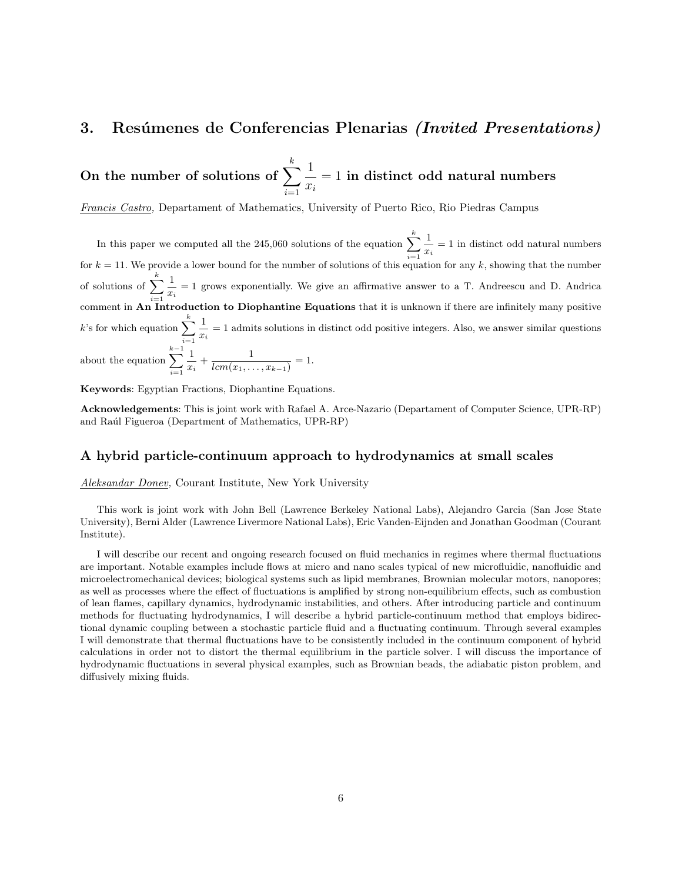## 3. Resúmenes de Conferencias Plenarias *(Invited Presentations)*

### On the number of solutions of $\sum_{i=1}^{k} \frac{1}{x_i} = 1$ in distinct odd natural numbers

*Francis Castro*, Departament of Mathematics, University of Puerto Rico, Rio Piedras Campus

In this paper we computed all the 245,060 solutions of the equation $\sum_{i=1}^{k} \frac{1}{x_i} = 1$ in distinct odd natural numbers for $k = 11$. We provide a lower bound for the number of solutions of this equation for any $k$, showing that the number of solutions of $\sum_{i=1}^{k} \frac{1}{x_i} = 1$ grows exponentially. We give an affirmative answer to a T. Andreescu and D. Andrica comment in **An Introduction to Diophantine Equations** that it is unknown if there are infinitely many positive $k$'s for which equation $\sum_{i=1}^{k} \frac{1}{x_i} = 1$ admits solutions in distinct odd positive integers. Also, we answer similar questions about the equation $\sum_{i=1}^{k-1} \frac{1}{x_i} + \frac{1}{lcm(x_1, \ldots, x_{k-1})} = 1$.

**Keywords**: Egyptian Fractions, Diophantine Equations.

**Acknowledgements**: This is joint work with Rafael A. Arce-Nazario (Departament of Computer Science, UPR-RP) and Raúl Figueroa (Department of Mathematics, UPR-RP)

### A hybrid particle-continuum approach to hydrodynamics at small scales

*Aleksandar Donev*, Courant Institute, New York University

This work is joint work with John Bell (Lawrence Berkeley National Labs), Alejandro Garcia (San Jose State University), Berni Alder (Lawrence Livermore National Labs), Eric Vanden-Eijnden and Jonathan Goodman (Courant Institute).

I will describe our recent and ongoing research focused on fluid mechanics in regimes where thermal fluctuations are important. Notable examples include flows at micro and nano scales typical of new microfluidic, nanofluidic and microelectromechanical devices; biological systems such as lipid membranes, Brownian molecular motors, nanopores; as well as processes where the effect of fluctuations is amplified by strong non-equilibrium effects, such as combustion of lean flames, capillary dynamics, hydrodynamic instabilities, and others. After introducing particle and continuum methods for fluctuating hydrodynamics, I will describe a hybrid particle-continuum method that employs bidirectional dynamic coupling between a stochastic particle fluid and a fluctuating continuum. Through several examples I will demonstrate that thermal fluctuations have to be consistently included in the continuum component of hybrid calculations in order not to distort the thermal equilibrium in the particle solver. I will discuss the importance of hydrodynamic fluctuations in several physical examples, such as Brownian beads, the adiabatic piston problem, and diffusively mixing fluids.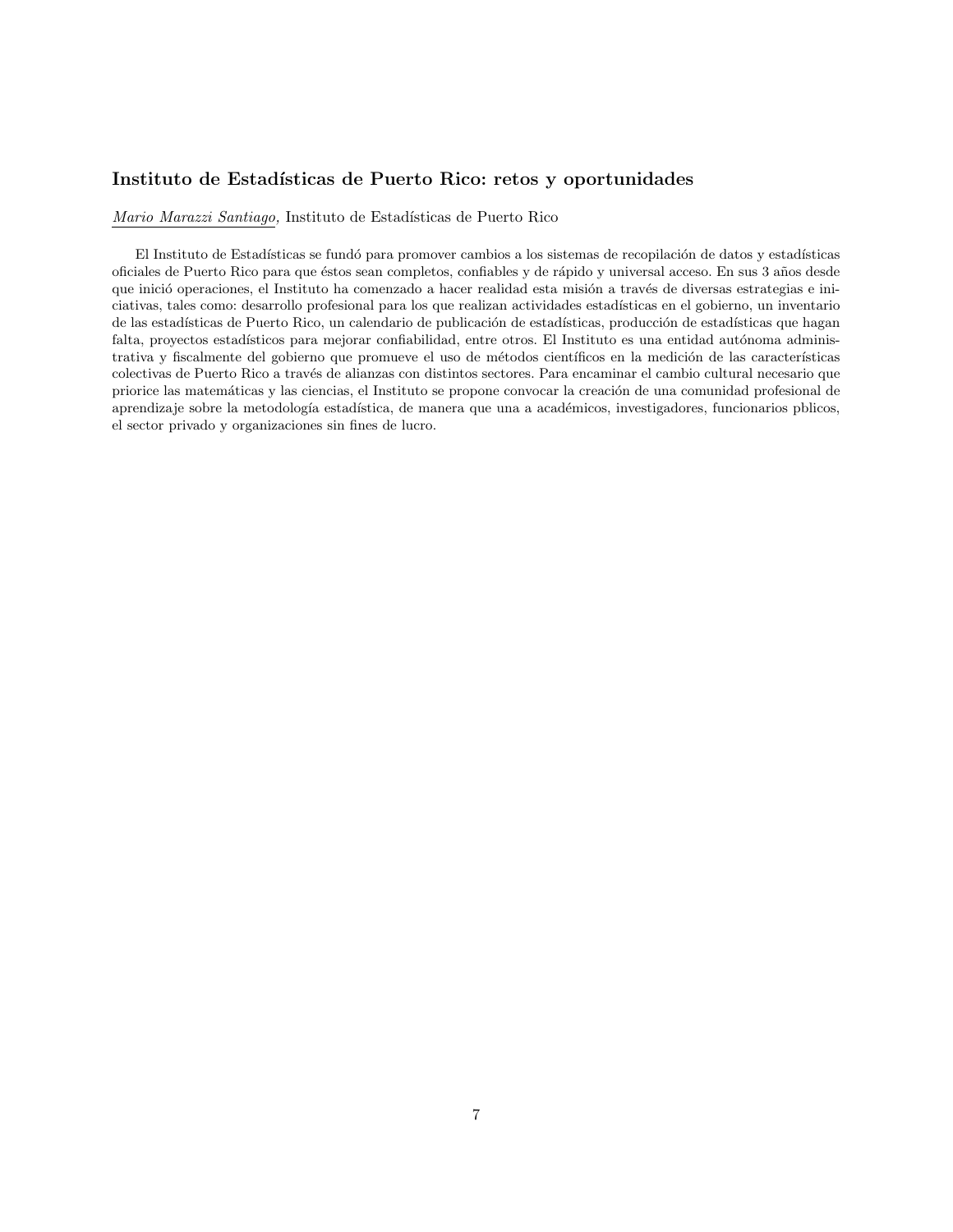### Instituto de Estadísticas de Puerto Rico: retos y oportunidades

*Mario Marazzi Santiago,* Instituto de Estadísticas de Puerto Rico

El Instituto de Estadísticas se fundó para promover cambios a los sistemas de recopilación de datos y estadísticas oficiales de Puerto Rico para que éstos sean completos, confiables y de rápido y universal acceso. En sus 3 años desde que inició operaciones, el Instituto ha comenzado a hacer realidad esta misión a través de diversas estrategias e iniciativas, tales como: desarrollo profesional para los que realizan actividades estadísticas en el gobierno, un inventario de las estadísticas de Puerto Rico, un calendario de publicación de estadísticas, producción de estadísticas que hagan falta, proyectos estadísticos para mejorar confiabilidad, entre otros. El Instituto es una entidad autónoma administrativa y fiscalmente del gobierno que promueve el uso de métodos científicos en la medición de las características colectivas de Puerto Rico a través de alianzas con distintos sectores. Para encaminar el cambio cultural necesario que priorice las matemáticas y las ciencias, el Instituto se propone convocar la creación de una comunidad profesional de aprendizaje sobre la metodología estadística, de manera que una a académicos, investigadores, funcionarios pblicos, el sector privado y organizaciones sin fines de lucro.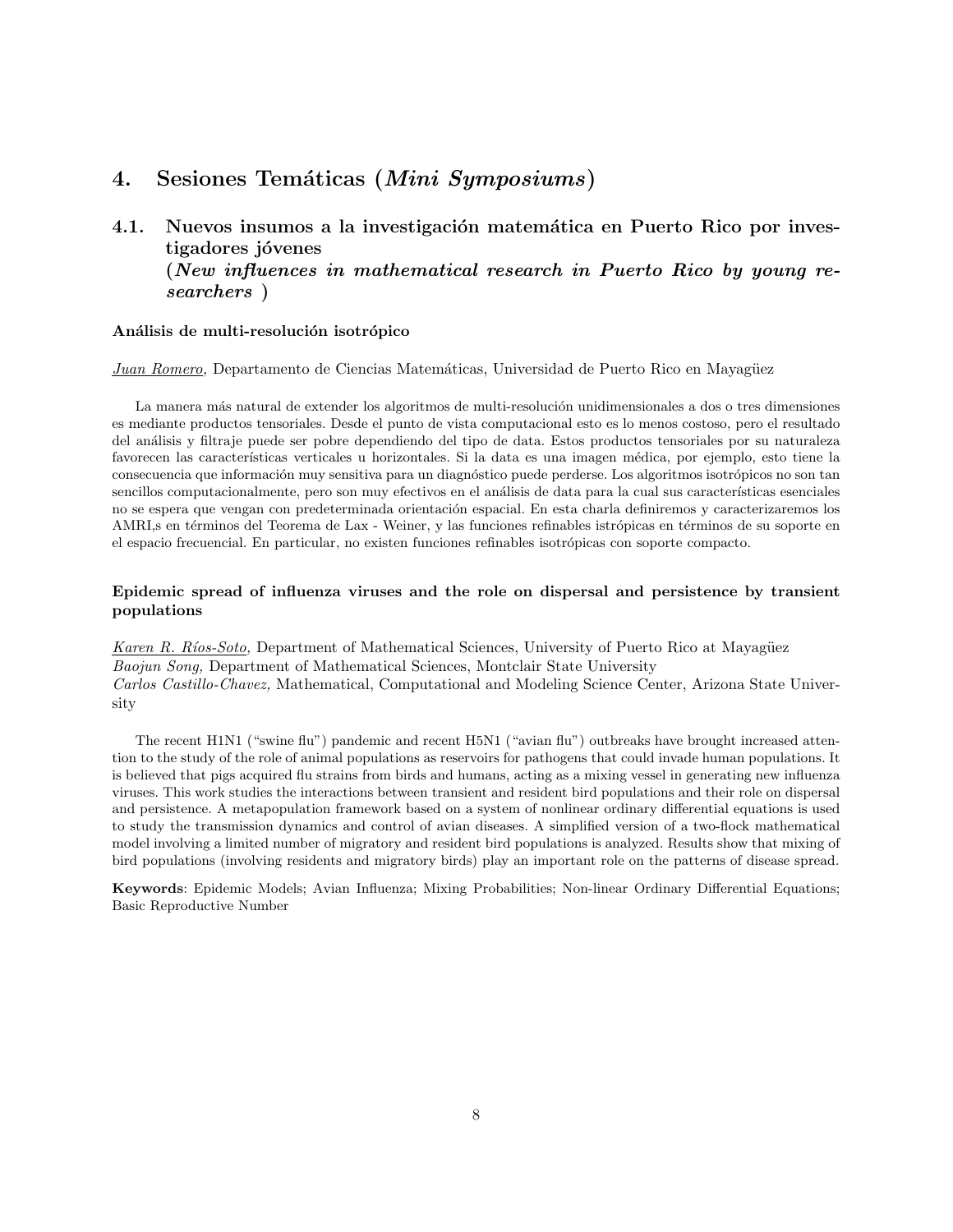# 4. Sesiones Temáticas (*Mini Symposiums*)

## 4.1. Nuevos insumos a la investigación matemática en Puerto Rico por investigadores jóvenes (*New influences in mathematical research in Puerto Rico by young researchers* )

### Análisis de multi-resolución isotrópico

*Juan Romero*, Departamento de Ciencias Matemáticas, Universidad de Puerto Rico en Mayagüez

La manera más natural de extender los algoritmos de multi-resolución unidimensionales a dos o tres dimensiones es mediante productos tensoriales. Desde el punto de vista computacional esto es lo menos costoso, pero el resultado del análisis y filtraje puede ser pobre dependiendo del tipo de data. Estos productos tensoriales por su naturaleza favorecen las características verticales u horizontales. Si la data es una imagen médica, por ejemplo, esto tiene la consecuencia que información muy sensitiva para un diagnóstico puede perderse. Los algoritmos isotrópicos no son tan sencillos computacionalmente, pero son muy efectivos en el análisis de data para la cual sus características esenciales no se espera que vengan con predeterminada orientación espacial. En esta charla definiremos y caracterizaremos los AMRI,s en términos del Teorema de Lax - Weiner, y las funciones refinables istrópicas en términos de su soporte en el espacio frecuencial. En particular, no existen funciones refinables isotrópicas con soporte compacto.

### Epidemic spread of influenza viruses and the role on dispersal and persistence by transient populations

*Karen R. Ríos-Soto*, Department of Mathematical Sciences, University of Puerto Rico at Mayagüez
*Baojun Song,* Department of Mathematical Sciences, Montclair State University
*Carlos Castillo-Chavez,* Mathematical, Computational and Modeling Science Center, Arizona State University

The recent H1N1 ("swine flu") pandemic and recent H5N1 ("avian flu") outbreaks have brought increased attention to the study of the role of animal populations as reservoirs for pathogens that could invade human populations. It is believed that pigs acquired flu strains from birds and humans, acting as a mixing vessel in generating new influenza viruses. This work studies the interactions between transient and resident bird populations and their role on dispersal and persistence. A metapopulation framework based on a system of nonlinear ordinary differential equations is used to study the transmission dynamics and control of avian diseases. A simplified version of a two-flock mathematical model involving a limited number of migratory and resident bird populations is analyzed. Results show that mixing of bird populations (involving residents and migratory birds) play an important role on the patterns of disease spread.

**Keywords**: Epidemic Models; Avian Influenza; Mixing Probabilities; Non-linear Ordinary Differential Equations; Basic Reproductive Number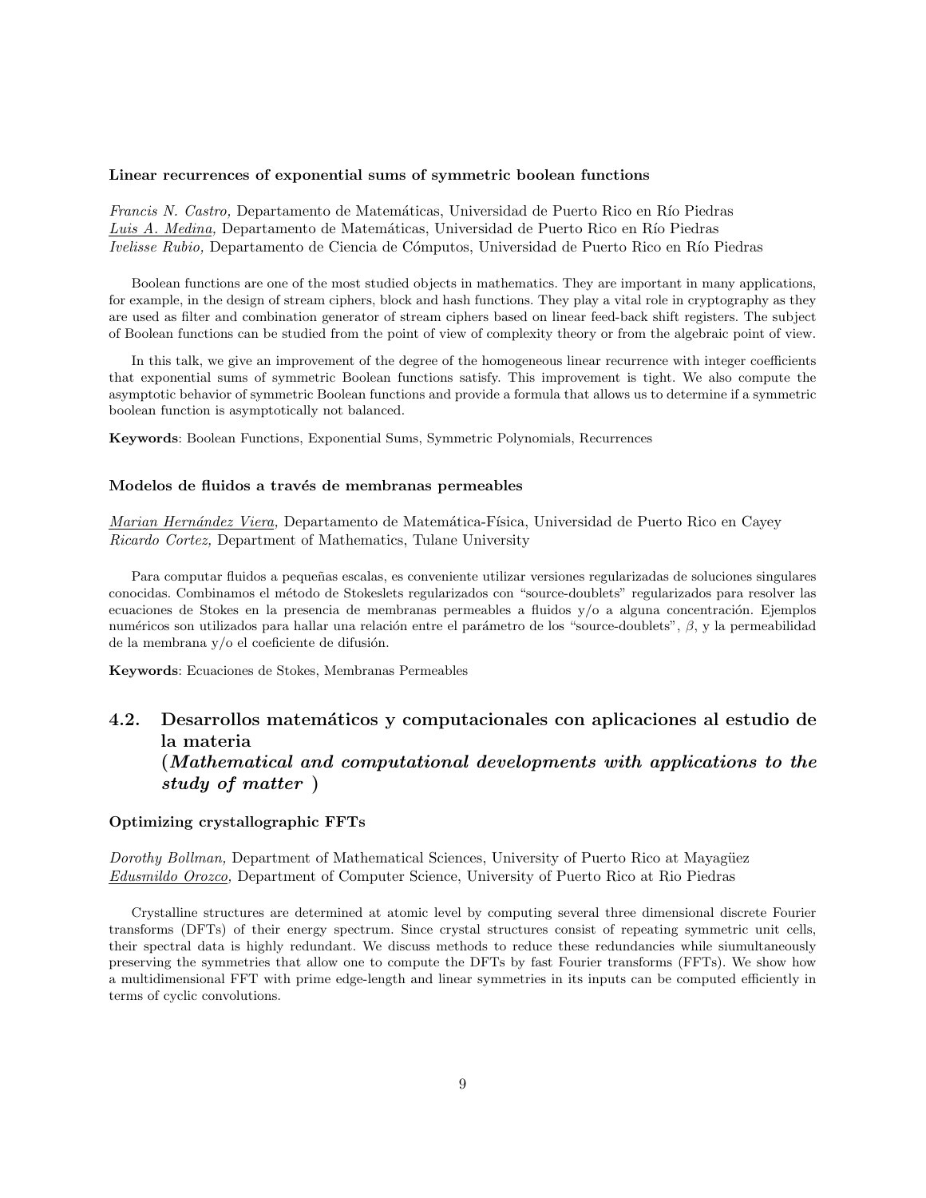#### Linear recurrences of exponential sums of symmetric boolean functions

*Francis N. Castro,* Departamento de Matemáticas, Universidad de Puerto Rico en Río Piedras
*Luis A. Medina,* Departamento de Matemáticas, Universidad de Puerto Rico en Río Piedras
*Ivelisse Rubio,* Departamento de Ciencia de Cómputos, Universidad de Puerto Rico en Río Piedras

Boolean functions are one of the most studied objects in mathematics. They are important in many applications, for example, in the design of stream ciphers, block and hash functions. They play a vital role in cryptography as they are used as filter and combination generator of stream ciphers based on linear feed-back shift registers. The subject of Boolean functions can be studied from the point of view of complexity theory or from the algebraic point of view.

In this talk, we give an improvement of the degree of the homogeneous linear recurrence with integer coefficients that exponential sums of symmetric Boolean functions satisfy. This improvement is tight. We also compute the asymptotic behavior of symmetric Boolean functions and provide a formula that allows us to determine if a symmetric boolean function is asymptotically not balanced.

**Keywords**: Boolean Functions, Exponential Sums, Symmetric Polynomials, Recurrences

#### Modelos de fluidos a través de membranas permeables

*Marian Hernández Viera,* Departamento de Matemática-Física, Universidad de Puerto Rico en Cayey
*Ricardo Cortez,* Department of Mathematics, Tulane University

Para computar fluidos a pequeñas escalas, es conveniente utilizar versiones regularizadas de soluciones singulares conocidas. Combinamos el método de Stokeslets regularizados con "source-doublets" regularizados para resolver las ecuaciones de Stokes en la presencia de membranas permeables a fluidos y/o a alguna concentración. Ejemplos numéricos son utilizados para hallar una relación entre el parámetro de los "source-doublets", $\beta$, y la permeabilidad de la membrana y/o el coeficiente de difusión.

**Keywords**: Ecuaciones de Stokes, Membranas Permeables

### 4.2. Desarrollos matemáticos y computacionales con aplicaciones al estudio de la materia (*Mathematical and computational developments with applications to the study of matter* )

#### Optimizing crystallographic FFTs

*Dorothy Bollman,* Department of Mathematical Sciences, University of Puerto Rico at Mayagüez
*Edusmildo Orozco*, Department of Computer Science, University of Puerto Rico at Rio Piedras

Crystalline structures are determined at atomic level by computing several three dimensional discrete Fourier transforms (DFTs) of their energy spectrum. Since crystal structures consist of repeating symmetric unit cells, their spectral data is highly redundant. We discuss methods to reduce these redundancies while siumultaneously preserving the symmetries that allow one to compute the DFTs by fast Fourier transforms (FFTs). We show how a multidimensional FFT with prime edge-length and linear symmetries in its inputs can be computed efficiently in terms of cyclic convolutions.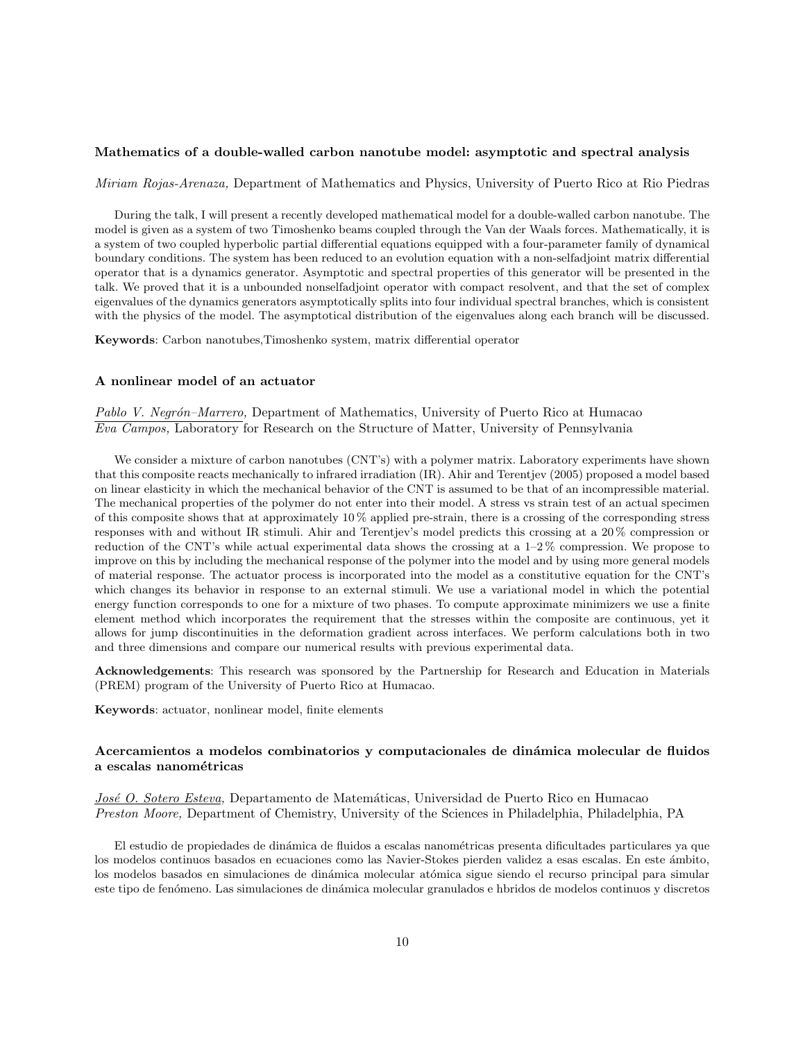### Mathematics of a double-walled carbon nanotube model: asymptotic and spectral analysis

*Miriam Rojas-Arenaza,* Department of Mathematics and Physics, University of Puerto Rico at Rio Piedras

During the talk, I will present a recently developed mathematical model for a double-walled carbon nanotube. The model is given as a system of two Timoshenko beams coupled through the Van der Waals forces. Mathematically, it is a system of two coupled hyperbolic partial differential equations equipped with a four-parameter family of dynamical boundary conditions. The system has been reduced to an evolution equation with a non-selfadjoint matrix differential operator that is a dynamics generator. Asymptotic and spectral properties of this generator will be presented in the talk. We proved that it is a unbounded nonselfadjoint operator with compact resolvent, and that the set of complex eigenvalues of the dynamics generators asymptotically splits into four individual spectral branches, which is consistent with the physics of the model. The asymptotical distribution of the eigenvalues along each branch will be discussed.

**Keywords**: Carbon nanotubes,Timoshenko system, matrix differential operator

### A nonlinear model of an actuator

*Pablo V. Negrón–Marrero,* Department of Mathematics, University of Puerto Rico at Humacao
*Eva Campos,* Laboratory for Research on the Structure of Matter, University of Pennsylvania

We consider a mixture of carbon nanotubes (CNT's) with a polymer matrix. Laboratory experiments have shown that this composite reacts mechanically to infrared irradiation (IR). Ahir and Terentjev (2005) proposed a model based on linear elasticity in which the mechanical behavior of the CNT is assumed to be that of an incompressible material. The mechanical properties of the polymer do not enter into their model. A stress vs strain test of an actual specimen of this composite shows that at approximately 10 % applied pre-strain, there is a crossing of the corresponding stress responses with and without IR stimuli. Ahir and Terentjev's model predicts this crossing at a 20 % compression or reduction of the CNT's while actual experimental data shows the crossing at a 1–2 % compression. We propose to improve on this by including the mechanical response of the polymer into the model and by using more general models of material response. The actuator process is incorporated into the model as a constitutive equation for the CNT's which changes its behavior in response to an external stimuli. We use a variational model in which the potential energy function corresponds to one for a mixture of two phases. To compute approximate minimizers we use a finite element method which incorporates the requirement that the stresses within the composite are continuous, yet it allows for jump discontinuities in the deformation gradient across interfaces. We perform calculations both in two and three dimensions and compare our numerical results with previous experimental data.

**Acknowledgements**: This research was sponsored by the Partnership for Research and Education in Materials (PREM) program of the University of Puerto Rico at Humacao.

**Keywords**: actuator, nonlinear model, finite elements

### Acercamientos a modelos combinatorios y computacionales de dinámica molecular de fluidos a escalas nanométricas

*José O. Sotero Esteva,* Departamento de Matemáticas, Universidad de Puerto Rico en Humacao
*Preston Moore,* Department of Chemistry, University of the Sciences in Philadelphia, Philadelphia, PA

El estudio de propiedades de dinámica de fluidos a escalas nanométricas presenta dificultades particulares ya que los modelos continuos basados en ecuaciones como las Navier-Stokes pierden validez a esas escalas. En este ámbito, los modelos basados en simulaciones de dinámica molecular atómica sigue siendo el recurso principal para simular este tipo de fenómeno. Las simulaciones de dinámica molecular granulados e hbridos de modelos continuos y discretos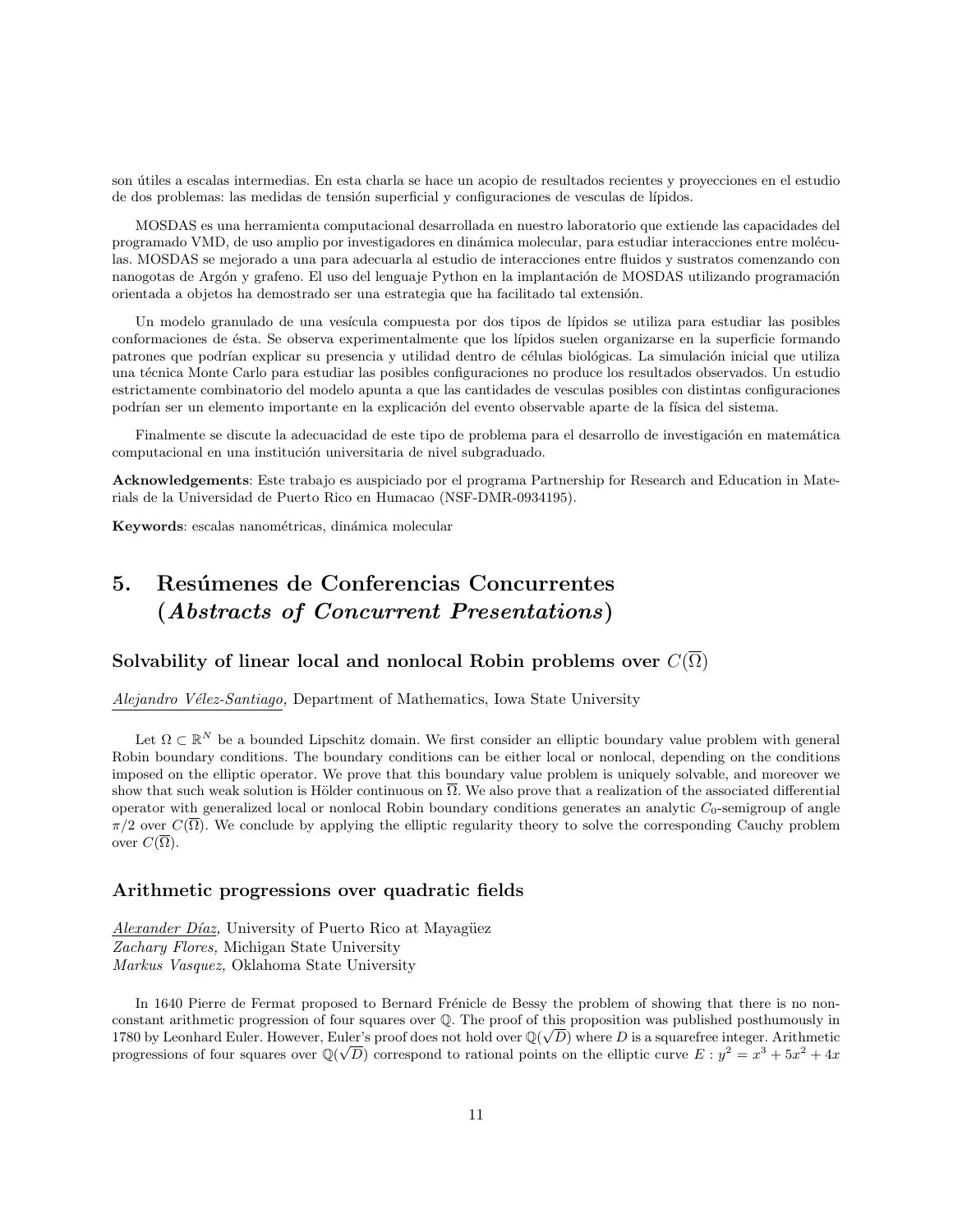son útiles a escalas intermedias. En esta charla se hace un acopio de resultados recientes y proyecciones en el estudio de dos problemas: las medidas de tensión superficial y configuraciones de vesculas de lípidos.

MOSDAS es una herramienta computacional desarrollada en nuestro laboratorio que extiende las capacidades del programado VMD, de uso amplio por investigadores en dinámica molecular, para estudiar interacciones entre moléculas. MOSDAS se mejorado a una para adecuarla al estudio de interacciones entre fluidos y sustratos comenzando con nanogotas de Argón y grafeno. El uso del lenguaje Python en la implantación de MOSDAS utilizando programación orientada a objetos ha demostrado ser una estrategia que ha facilitado tal extensión.

Un modelo granulado de una vesícula compuesta por dos tipos de lípidos se utiliza para estudiar las posibles conformaciones de ésta. Se observa experimentalmente que los lípidos suelen organizarse en la superficie formando patrones que podrían explicar su presencia y utilidad dentro de células biológicas. La simulación inicial que utiliza una técnica Monte Carlo para estudiar las posibles configuraciones no produce los resultados observados. Un estudio estrictamente combinatorio del modelo apunta a que las cantidades de vesculas posibles con distintas configuraciones podrían ser un elemento importante en la explicación del evento observable aparte de la física del sistema.

Finalmente se discute la adecuacidad de este tipo de problema para el desarrollo de investigación en matemática computacional en una institución universitaria de nivel subgraduado.

**Acknowledgements**: Este trabajo es auspiciado por el programa Partnership for Research and Education in Materials de la Universidad de Puerto Rico en Humacao (NSF-DMR-0934195).

**Keywords**: escalas nanométricas, dinámica molecular

# 5. Resúmenes de Conferencias Concurrentes (*Abstracts of Concurrent Presentations*)

### Solvability of linear local and nonlocal Robin problems over $C(\overline{\Omega})$

*Alejandro Vélez-Santiago,* Department of Mathematics, Iowa State University

Let $\Omega \subset \mathbb{R}^N$ be a bounded Lipschitz domain. We first consider an elliptic boundary value problem with general Robin boundary conditions. The boundary conditions can be either local or nonlocal, depending on the conditions imposed on the elliptic operator. We prove that this boundary value problem is uniquely solvable, and moreover we show that such weak solution is Hölder continuous on $\overline{\Omega}$. We also prove that a realization of the associated differential operator with generalized local or nonlocal Robin boundary conditions generates an analytic $C_0$-semigroup of angle $\pi/2$ over $C(\overline{\Omega})$. We conclude by applying the elliptic regularity theory to solve the corresponding Cauchy problem over $C(\overline{\Omega})$.

### Arithmetic progressions over quadratic fields

*Alexander Díaz,* University of Puerto Rico at Mayagüez
*Zachary Flores,* Michigan State University
*Markus Vasquez,* Oklahoma State University

In 1640 Pierre de Fermat proposed to Bernard Frénicle de Bessy the problem of showing that there is no non-constant arithmetic progression of four squares over $\mathbb{Q}$. The proof of this proposition was published posthumously in 1780 by Leonhard Euler. However, Euler's proof does not hold over $\mathbb{Q}(\sqrt{D})$ where $D$ is a squarefree integer. Arithmetic progressions of four squares over $\mathbb{Q}(\sqrt{D})$ correspond to rational points on the elliptic curve $E : y^2 = x^3 + 5x^2 + 4x$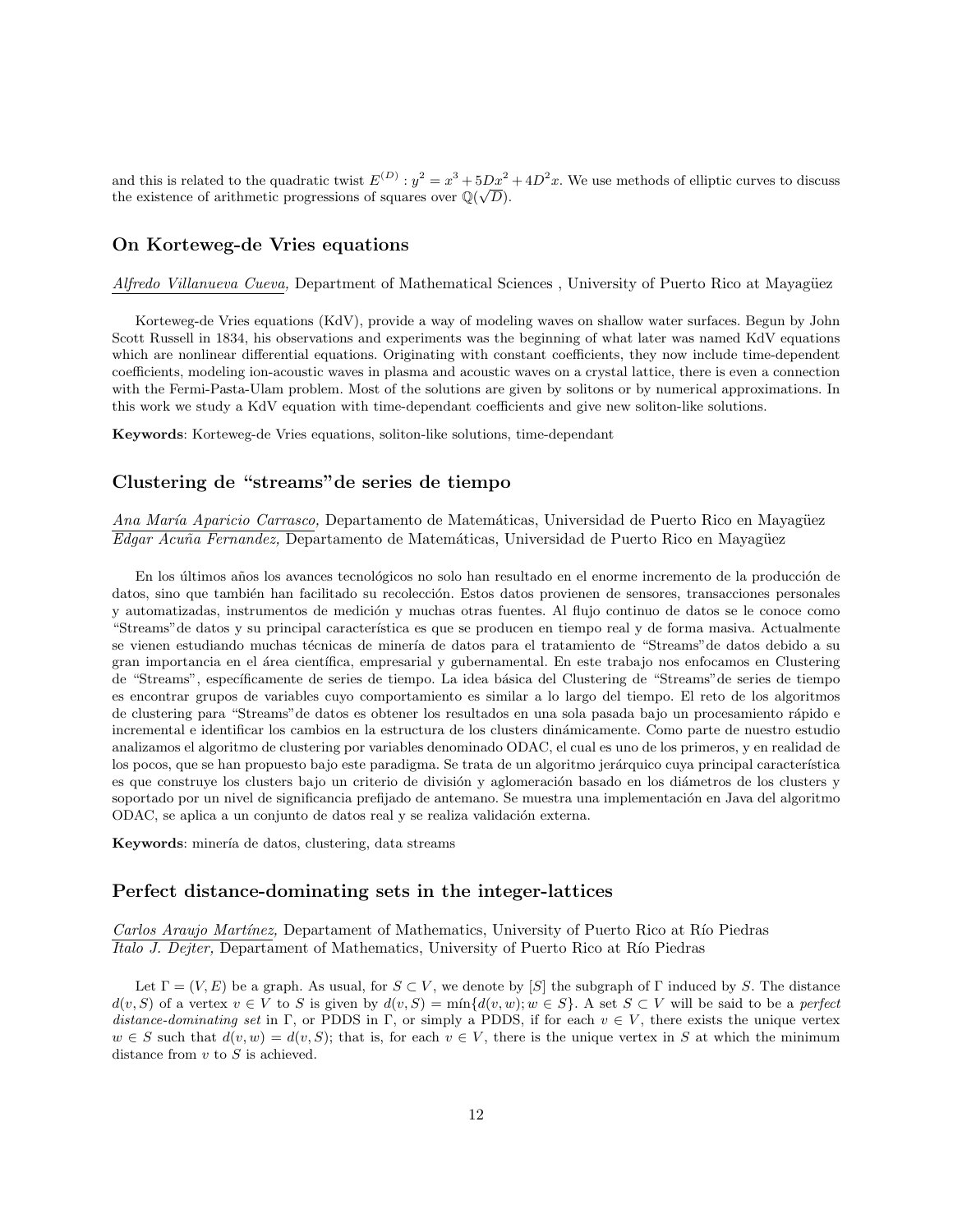and this is related to the quadratic twist $E^{(D)} : y^2 = x^3 + 5Dx^2 + 4D^2x$. We use methods of elliptic curves to discuss the existence of arithmetic progressions of squares over $\mathbb{Q}(\sqrt{D})$.

### On Korteweg-de Vries equations

Alfredo Villanueva Cueva, Department of Mathematical Sciences , University of Puerto Rico at Mayagüez

Korteweg-de Vries equations (KdV), provide a way of modeling waves on shallow water surfaces. Begun by John Scott Russell in 1834, his observations and experiments was the beginning of what later was named KdV equations which are nonlinear differential equations. Originating with constant coefficients, they now include time-dependent coefficients, modeling ion-acoustic waves in plasma and acoustic waves on a crystal lattice, there is even a connection with the Fermi-Pasta-Ulam problem. Most of the solutions are given by solitons or by numerical approximations. In this work we study a KdV equation with time-dependant coefficients and give new soliton-like solutions.

**Keywords**: Korteweg-de Vries equations, soliton-like solutions, time-dependant

### Clustering de "streams"de series de tiempo

Ana María Aparicio Carrasco, Departamento de Matemáticas, Universidad de Puerto Rico en Mayagüez
Edgar Acuña Fernandez, Departamento de Matemáticas, Universidad de Puerto Rico en Mayagüez

En los últimos años los avances tecnológicos no solo han resultado en el enorme incremento de la producción de datos, sino que también han facilitado su recolección. Estos datos provienen de sensores, transacciones personales y automatizadas, instrumentos de medición y muchas otras fuentes. Al flujo continuo de datos se le conoce como "Streams"de datos y su principal característica es que se producen en tiempo real y de forma masiva. Actualmente se vienen estudiando muchas técnicas de minería de datos para el tratamiento de "Streams"de datos debido a su gran importancia en el área científica, empresarial y gubernamental. En este trabajo nos enfocamos en Clustering de "Streams", específicamente de series de tiempo. La idea básica del Clustering de "Streams"de series de tiempo es encontrar grupos de variables cuyo comportamiento es similar a lo largo del tiempo. El reto de los algoritmos de clustering para "Streams"de datos es obtener los resultados en una sola pasada bajo un procesamiento rápido e incremental e identificar los cambios en la estructura de los clusters dinámicamente. Como parte de nuestro estudio analizamos el algoritmo de clustering por variables denominado ODAC, el cual es uno de los primeros, y en realidad de los pocos, que se han propuesto bajo este paradigma. Se trata de un algoritmo jerárquico cuya principal característica es que construye los clusters bajo un criterio de división y aglomeración basado en los diámetros de los clusters y soportado por un nivel de significancia prefijado de antemano. Se muestra una implementación en Java del algoritmo ODAC, se aplica a un conjunto de datos real y se realiza validación externa.

**Keywords**: minería de datos, clustering, data streams

### Perfect distance-dominating sets in the integer-lattices

Carlos Araujo Martínez, Departament of Mathematics, University of Puerto Rico at Río Piedras
Italo J. Dejter, Departament of Mathematics, University of Puerto Rico at Río Piedras

Let $\Gamma = (V, E)$ be a graph. As usual, for $S \subset V$, we denote by $[S]$ the subgraph of $\Gamma$ induced by $S$. The distance $d(v, S)$ of a vertex $v \in V$ to $S$ is given by $d(v, S) = \text{mín}\{d(v, w); w \in S\}$. A set $S \subset V$ will be said to be a *perfect distance-dominating set* in $\Gamma$, or PDDS in $\Gamma$, or simply a PDDS, if for each $v \in V$, there exists the unique vertex $w \in S$ such that $d(v, w) = d(v, S)$; that is, for each $v \in V$, there is the unique vertex in $S$ at which the minimum distance from $v$ to $S$ is achieved.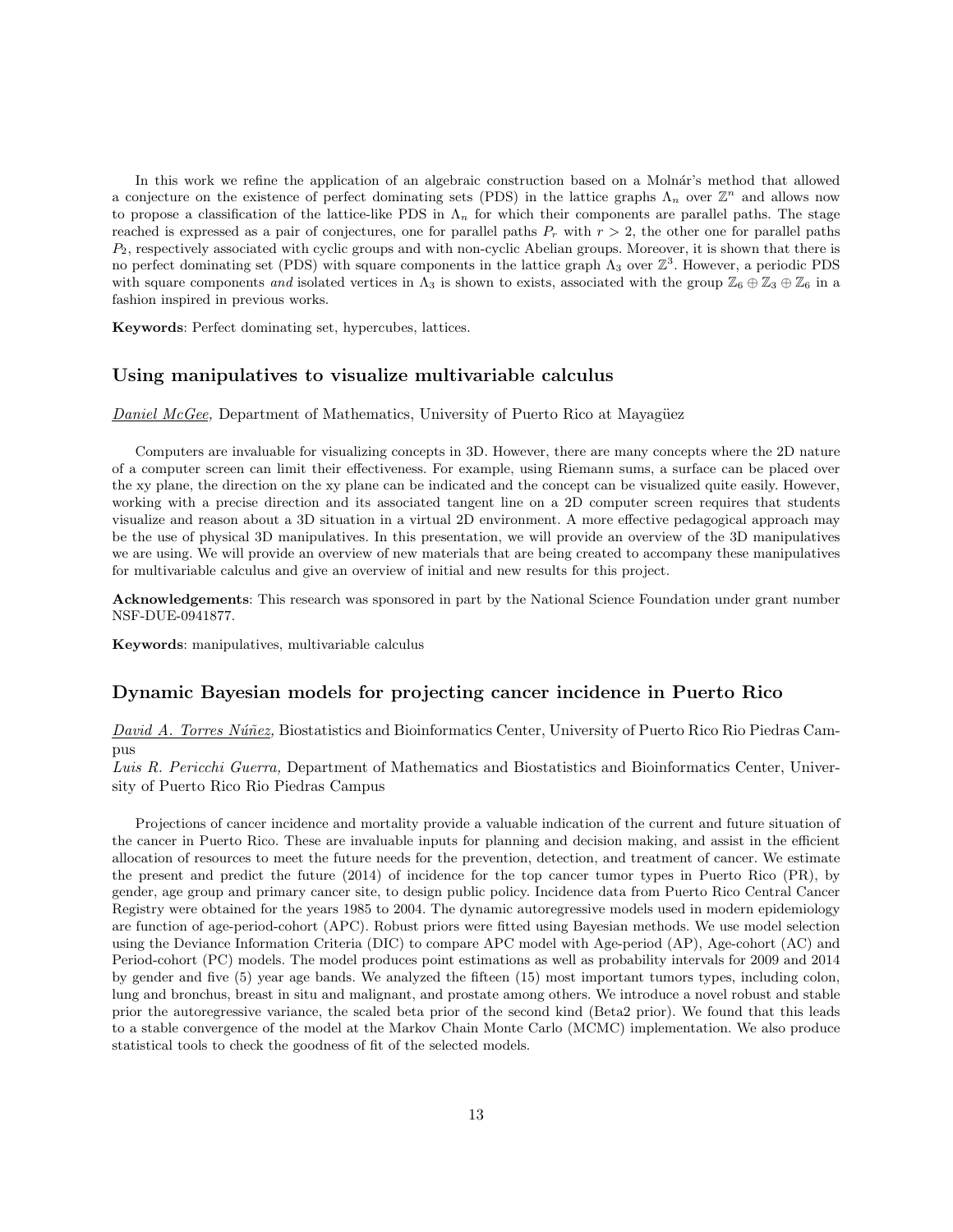In this work we refine the application of an algebraic construction based on a Molnár's method that allowed a conjecture on the existence of perfect dominating sets (PDS) in the lattice graphs $\Lambda_n$ over $\mathbb{Z}^n$ and allows now to propose a classification of the lattice-like PDS in $\Lambda_n$ for which their components are parallel paths. The stage reached is expressed as a pair of conjectures, one for parallel paths $P_r$ with $r > 2$, the other one for parallel paths $P_2$, respectively associated with cyclic groups and with non-cyclic Abelian groups. Moreover, it is shown that there is no perfect dominating set (PDS) with square components in the lattice graph $\Lambda_3$ over $\mathbb{Z}^3$. However, a periodic PDS with square components *and* isolated vertices in $\Lambda_3$ is shown to exists, associated with the group $\mathbb{Z}_6 \oplus \mathbb{Z}_3 \oplus \mathbb{Z}_6$ in a fashion inspired in previous works.

**Keywords**: Perfect dominating set, hypercubes, lattices.

### Using manipulatives to visualize multivariable calculus

*Daniel McGee,* Department of Mathematics, University of Puerto Rico at Mayagüez

Computers are invaluable for visualizing concepts in 3D. However, there are many concepts where the 2D nature of a computer screen can limit their effectiveness. For example, using Riemann sums, a surface can be placed over the xy plane, the direction on the xy plane can be indicated and the concept can be visualized quite easily. However, working with a precise direction and its associated tangent line on a 2D computer screen requires that students visualize and reason about a 3D situation in a virtual 2D environment. A more effective pedagogical approach may be the use of physical 3D manipulatives. In this presentation, we will provide an overview of the 3D manipulatives we are using. We will provide an overview of new materials that are being created to accompany these manipulatives for multivariable calculus and give an overview of initial and new results for this project.

**Acknowledgements**: This research was sponsored in part by the National Science Foundation under grant number NSF-DUE-0941877.

**Keywords**: manipulatives, multivariable calculus

### Dynamic Bayesian models for projecting cancer incidence in Puerto Rico

*David A. Torres Núñez,* Biostatistics and Bioinformatics Center, University of Puerto Rico Rio Piedras Campus

*Luis R. Pericchi Guerra,* Department of Mathematics and Biostatistics and Bioinformatics Center, University of Puerto Rico Rio Piedras Campus

Projections of cancer incidence and mortality provide a valuable indication of the current and future situation of the cancer in Puerto Rico. These are invaluable inputs for planning and decision making, and assist in the efficient allocation of resources to meet the future needs for the prevention, detection, and treatment of cancer. We estimate the present and predict the future (2014) of incidence for the top cancer tumor types in Puerto Rico (PR), by gender, age group and primary cancer site, to design public policy. Incidence data from Puerto Rico Central Cancer Registry were obtained for the years 1985 to 2004. The dynamic autoregressive models used in modern epidemiology are function of age-period-cohort (APC). Robust priors were fitted using Bayesian methods. We use model selection using the Deviance Information Criteria (DIC) to compare APC model with Age-period (AP), Age-cohort (AC) and Period-cohort (PC) models. The model produces point estimations as well as probability intervals for 2009 and 2014 by gender and five (5) year age bands. We analyzed the fifteen (15) most important tumors types, including colon, lung and bronchus, breast in situ and malignant, and prostate among others. We introduce a novel robust and stable prior the autoregressive variance, the scaled beta prior of the second kind (Beta2 prior). We found that this leads to a stable convergence of the model at the Markov Chain Monte Carlo (MCMC) implementation. We also produce statistical tools to check the goodness of fit of the selected models.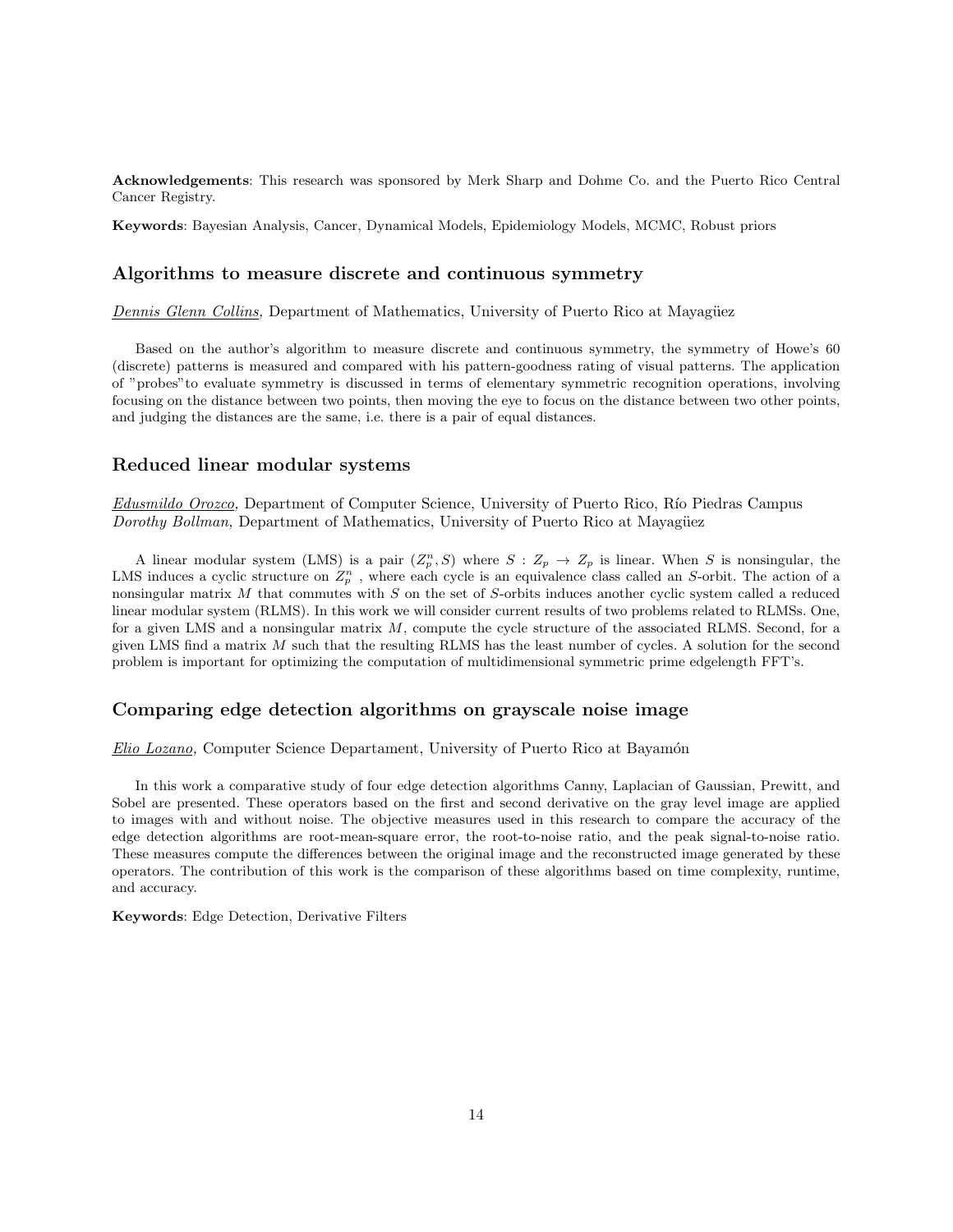**Acknowledgements**: This research was sponsored by Merk Sharp and Dohme Co. and the Puerto Rico Central Cancer Registry.

**Keywords**: Bayesian Analysis, Cancer, Dynamical Models, Epidemiology Models, MCMC, Robust priors

### Algorithms to measure discrete and continuous symmetry

*Dennis Glenn Collins,* Department of Mathematics, University of Puerto Rico at Mayagüez

Based on the author's algorithm to measure discrete and continuous symmetry, the symmetry of Howe's 60 (discrete) patterns is measured and compared with his pattern-goodness rating of visual patterns. The application of "probes"to evaluate symmetry is discussed in terms of elementary symmetric recognition operations, involving focusing on the distance between two points, then moving the eye to focus on the distance between two other points, and judging the distances are the same, i.e. there is a pair of equal distances.

### Reduced linear modular systems

*Edusmildo Orozco,* Department of Computer Science, University of Puerto Rico, Río Piedras Campus
*Dorothy Bollman,* Department of Mathematics, University of Puerto Rico at Mayagüez

A linear modular system (LMS) is a pair $(Z_p^n, S)$ where $S : Z_p \to Z_p$ is linear. When $S$ is nonsingular, the LMS induces a cyclic structure on $Z_p^n$ , where each cycle is an equivalence class called an $S$-orbit. The action of a nonsingular matrix $M$ that commutes with $S$ on the set of $S$-orbits induces another cyclic system called a reduced linear modular system (RLMS). In this work we will consider current results of two problems related to RLMSs. One, for a given LMS and a nonsingular matrix $M$, compute the cycle structure of the associated RLMS. Second, for a given LMS find a matrix $M$ such that the resulting RLMS has the least number of cycles. A solution for the second problem is important for optimizing the computation of multidimensional symmetric prime edgelength FFT's.

### Comparing edge detection algorithms on grayscale noise image

*Elio Lozano,* Computer Science Departament, University of Puerto Rico at Bayamón

In this work a comparative study of four edge detection algorithms Canny, Laplacian of Gaussian, Prewitt, and Sobel are presented. These operators based on the first and second derivative on the gray level image are applied to images with and without noise. The objective measures used in this research to compare the accuracy of the edge detection algorithms are root-mean-square error, the root-to-noise ratio, and the peak signal-to-noise ratio. These measures compute the differences between the original image and the reconstructed image generated by these operators. The contribution of this work is the comparison of these algorithms based on time complexity, runtime, and accuracy.

**Keywords**: Edge Detection, Derivative Filters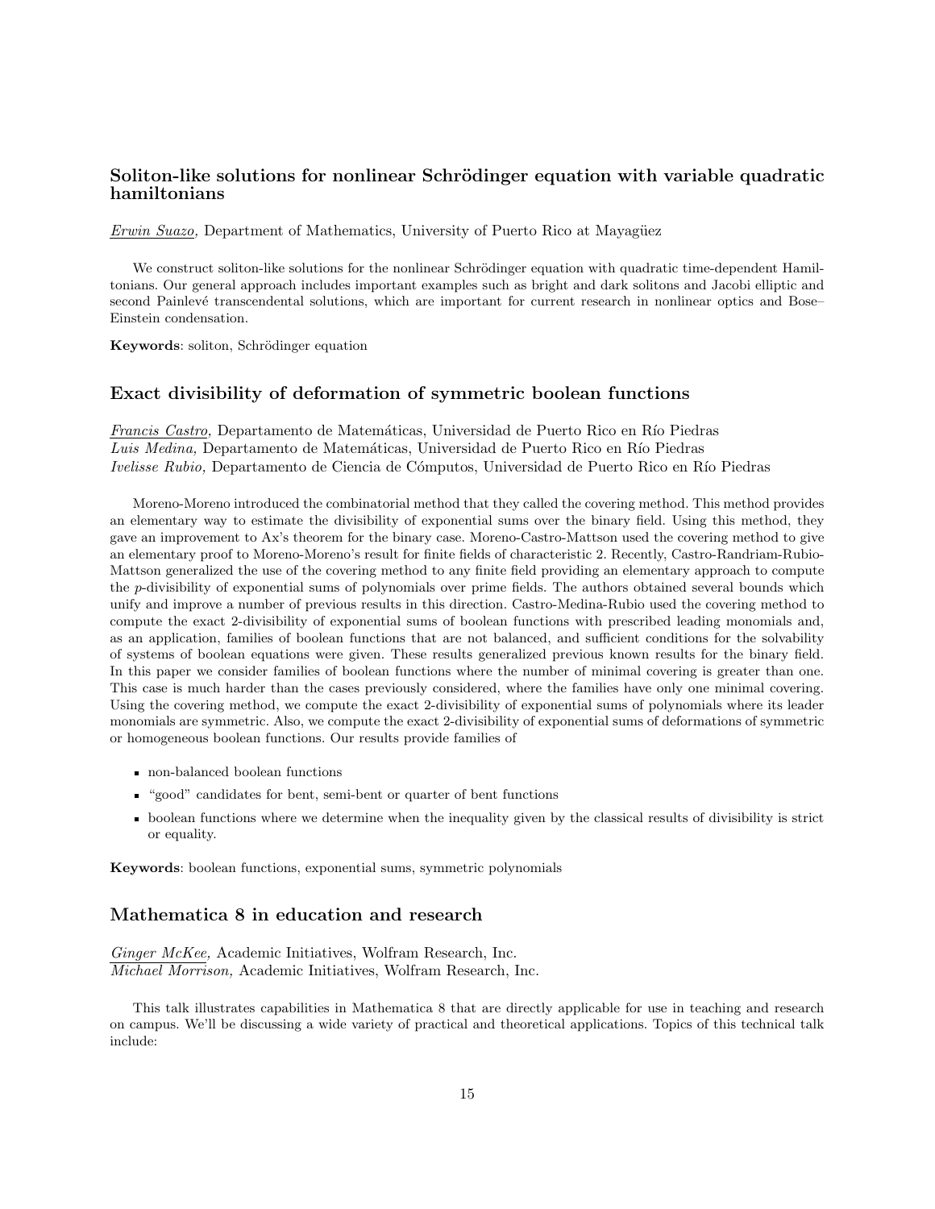## Soliton-like solutions for nonlinear Schrödinger equation with variable quadratic hamiltonians

*Erwin Suazo*, Department of Mathematics, University of Puerto Rico at Mayagüez

We construct soliton-like solutions for the nonlinear Schrödinger equation with quadratic time-dependent Hamiltonians. Our general approach includes important examples such as bright and dark solitons and Jacobi elliptic and second Painlevé transcendental solutions, which are important for current research in nonlinear optics and Bose–Einstein condensation.

**Keywords**: soliton, Schrödinger equation

## Exact divisibility of deformation of symmetric boolean functions

*Francis Castro*, Departamento de Matemáticas, Universidad de Puerto Rico en Río Piedras
*Luis Medina,* Departamento de Matemáticas, Universidad de Puerto Rico en Río Piedras
*Ivelisse Rubio,* Departamento de Ciencia de Cómputos, Universidad de Puerto Rico en Río Piedras

Moreno-Moreno introduced the combinatorial method that they called the covering method. This method provides an elementary way to estimate the divisibility of exponential sums over the binary field. Using this method, they gave an improvement to Ax's theorem for the binary case. Moreno-Castro-Mattson used the covering method to give an elementary proof to Moreno-Moreno's result for finite fields of characteristic 2. Recently, Castro-Randriam-Rubio-Mattson generalized the use of the covering method to any finite field providing an elementary approach to compute the $p$-divisibility of exponential sums of polynomials over prime fields. The authors obtained several bounds which unify and improve a number of previous results in this direction. Castro-Medina-Rubio used the covering method to compute the exact 2-divisibility of exponential sums of boolean functions with prescribed leading monomials and, as an application, families of boolean functions that are not balanced, and sufficient conditions for the solvability of systems of boolean equations were given. These results generalized previous known results for the binary field. In this paper we consider families of boolean functions where the number of minimal covering is greater than one. This case is much harder than the cases previously considered, where the families have only one minimal covering. Using the covering method, we compute the exact 2-divisibility of exponential sums of polynomials where its leader monomials are symmetric. Also, we compute the exact 2-divisibility of exponential sums of deformations of symmetric or homogeneous boolean functions. Our results provide families of

- non-balanced boolean functions
- "good" candidates for bent, semi-bent or quarter of bent functions
- boolean functions where we determine when the inequality given by the classical results of divisibility is strict or equality.

**Keywords**: boolean functions, exponential sums, symmetric polynomials

## Mathematica 8 in education and research

*Ginger McKee,* Academic Initiatives, Wolfram Research, Inc.
*Michael Morrison,* Academic Initiatives, Wolfram Research, Inc.

This talk illustrates capabilities in Mathematica 8 that are directly applicable for use in teaching and research on campus. We'll be discussing a wide variety of practical and theoretical applications. Topics of this technical talk include: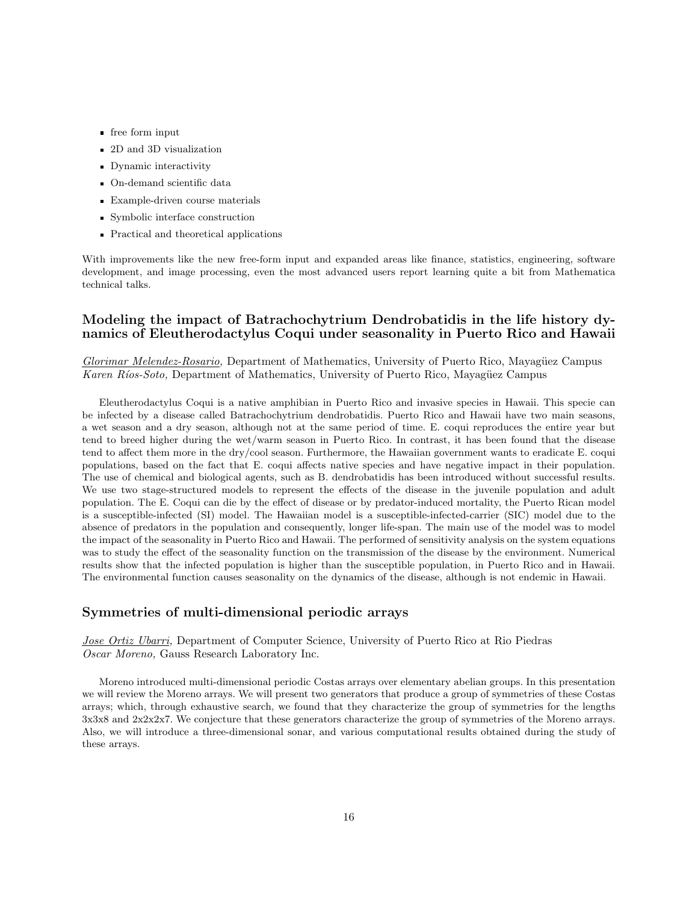- free form input
- 2D and 3D visualization
- Dynamic interactivity
- On-demand scientific data
- Example-driven course materials
- Symbolic interface construction
- Practical and theoretical applications

With improvements like the new free-form input and expanded areas like finance, statistics, engineering, software development, and image processing, even the most advanced users report learning quite a bit from Mathematica technical talks.

### Modeling the impact of Batrachochytrium Dendrobatidis in the life history dynamics of Eleutherodactylus Coqui under seasonality in Puerto Rico and Hawaii

*Glorimar Melendez-Rosario,* Department of Mathematics, University of Puerto Rico, Mayagüez Campus
*Karen Ríos-Soto,* Department of Mathematics, University of Puerto Rico, Mayagüez Campus

Eleutherodactylus Coqui is a native amphibian in Puerto Rico and invasive species in Hawaii. This specie can be infected by a disease called Batrachochytrium dendrobatidis. Puerto Rico and Hawaii have two main seasons, a wet season and a dry season, although not at the same period of time. E. coqui reproduces the entire year but tend to breed higher during the wet/warm season in Puerto Rico. In contrast, it has been found that the disease tend to affect them more in the dry/cool season. Furthermore, the Hawaiian government wants to eradicate E. coqui populations, based on the fact that E. coqui affects native species and have negative impact in their population. The use of chemical and biological agents, such as B. dendrobatidis has been introduced without successful results. We use two stage-structured models to represent the effects of the disease in the juvenile population and adult population. The E. Coqui can die by the effect of disease or by predator-induced mortality, the Puerto Rican model is a susceptible-infected (SI) model. The Hawaiian model is a susceptible-infected-carrier (SIC) model due to the absence of predators in the population and consequently, longer life-span. The main use of the model was to model the impact of the seasonality in Puerto Rico and Hawaii. The performed of sensitivity analysis on the system equations was to study the effect of the seasonality function on the transmission of the disease by the environment. Numerical results show that the infected population is higher than the susceptible population, in Puerto Rico and in Hawaii. The environmental function causes seasonality on the dynamics of the disease, although is not endemic in Hawaii.

### Symmetries of multi-dimensional periodic arrays

*Jose Ortiz Ubarri,* Department of Computer Science, University of Puerto Rico at Rio Piedras
*Oscar Moreno,* Gauss Research Laboratory Inc.

Moreno introduced multi-dimensional periodic Costas arrays over elementary abelian groups. In this presentation we will review the Moreno arrays. We will present two generators that produce a group of symmetries of these Costas arrays; which, through exhaustive search, we found that they characterize the group of symmetries for the lengths 3x3x8 and 2x2x2x7. We conjecture that these generators characterize the group of symmetries of the Moreno arrays. Also, we will introduce a three-dimensional sonar, and various computational results obtained during the study of these arrays.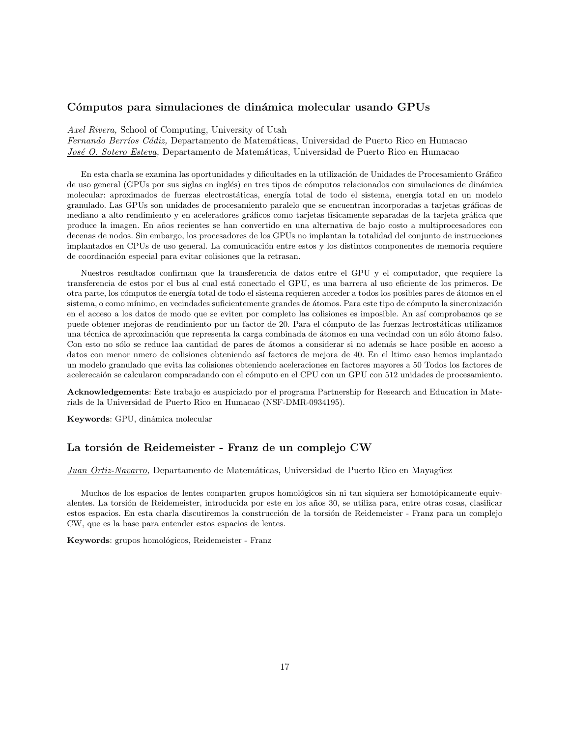## Cómputos para simulaciones de dinámica molecular usando GPUs

*Axel Rivera,* School of Computing, University of Utah
*Fernando Berríos Cádiz,* Departamento de Matemáticas, Universidad de Puerto Rico en Humacao
*José O. Sotero Esteva,* Departamento de Matemáticas, Universidad de Puerto Rico en Humacao

En esta charla se examina las oportunidades y dificultades en la utilización de Unidades de Procesamiento Gráfico de uso general (GPUs por sus siglas en inglés) en tres tipos de cómputos relacionados con simulaciones de dinámica molecular: aproximados de fuerzas electrostáticas, energía total de todo el sistema, energía total en un modelo granulado. Las GPUs son unidades de procesamiento paralelo que se encuentran incorporadas a tarjetas gráficas de mediano a alto rendimiento y en aceleradores gráficos como tarjetas físicamente separadas de la tarjeta gráfica que produce la imagen. En años recientes se han convertido en una alternativa de bajo costo a multiprocesadores con decenas de nodos. Sin embargo, los procesadores de los GPUs no implantan la totalidad del conjunto de instrucciones implantados en CPUs de uso general. La comunicación entre estos y los distintos componentes de memoria requiere de coordinación especial para evitar colisiones que la retrasan.

Nuestros resultados confirman que la transferencia de datos entre el GPU y el computador, que requiere la transferencia de estos por el bus al cual está conectado el GPU, es una barrera al uso eficiente de los primeros. De otra parte, los cómputos de energía total de todo el sistema requieren acceder a todos los posibles pares de átomos en el sistema, o como mínimo, en vecindades suficientemente grandes de átomos. Para este tipo de cómputo la sincronización en el acceso a los datos de modo que se eviten por completo las colisiones es imposible. An así comprobamos qe se puede obtener mejoras de rendimiento por un factor de 20. Para el cómputo de las fuerzas lectrostáticas utilizamos una técnica de aproximación que representa la carga combinada de átomos en una vecindad con un sólo átomo falso. Con esto no sólo se reduce laa cantidad de pares de átomos a considerar si no además se hace posible en acceso a datos con menor nmero de colisiones obteniendo así factores de mejora de 40. En el ltimo caso hemos implantado un modelo granulado que evita las colisiones obteniendo aceleraciones en factores mayores a 50 Todos los factores de acelerecaión se calcularon comparadando con el cómputo en el CPU con un GPU con 512 unidades de procesamiento.

**Acknowledgements**: Este trabajo es auspiciado por el programa Partnership for Research and Education in Materials de la Universidad de Puerto Rico en Humacao (NSF-DMR-0934195).

**Keywords**: GPU, dinámica molecular

## La torsión de Reidemeister - Franz de un complejo CW

*Juan Ortiz-Navarro*, Departamento de Matemáticas, Universidad de Puerto Rico en Mayagüez

Muchos de los espacios de lentes comparten grupos homológicos sin ni tan siquiera ser homotópicamente equivalentes. La torsión de Reidemeister, introducida por este en los años 30, se utiliza para, entre otras cosas, clasificar estos espacios. En esta charla discutiremos la construcción de la torsión de Reidemeister - Franz para un complejo CW, que es la base para entender estos espacios de lentes.

**Keywords**: grupos homológicos, Reidemeister - Franz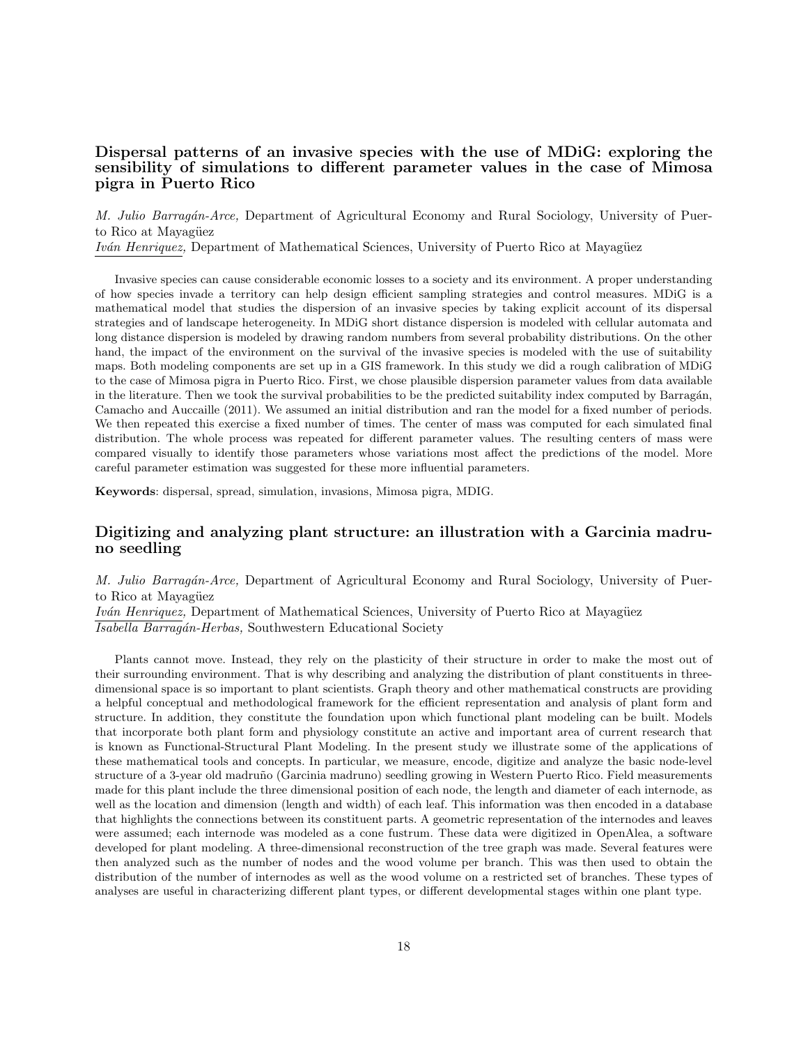### Dispersal patterns of an invasive species with the use of MDiG: exploring the sensibility of simulations to different parameter values in the case of Mimosa pigra in Puerto Rico

*M. Julio Barragán-Arce,* Department of Agricultural Economy and Rural Sociology, University of Puerto Rico at Mayagüez
*Iván Henriquez,* Department of Mathematical Sciences, University of Puerto Rico at Mayagüez

Invasive species can cause considerable economic losses to a society and its environment. A proper understanding of how species invade a territory can help design efficient sampling strategies and control measures. MDiG is a mathematical model that studies the dispersion of an invasive species by taking explicit account of its dispersal strategies and of landscape heterogeneity. In MDiG short distance dispersion is modeled with cellular automata and long distance dispersion is modeled by drawing random numbers from several probability distributions. On the other hand, the impact of the environment on the survival of the invasive species is modeled with the use of suitability maps. Both modeling components are set up in a GIS framework. In this study we did a rough calibration of MDiG to the case of Mimosa pigra in Puerto Rico. First, we chose plausible dispersion parameter values from data available in the literature. Then we took the survival probabilities to be the predicted suitability index computed by Barragán, Camacho and Auccaille (2011). We assumed an initial distribution and ran the model for a fixed number of periods. We then repeated this exercise a fixed number of times. The center of mass was computed for each simulated final distribution. The whole process was repeated for different parameter values. The resulting centers of mass were compared visually to identify those parameters whose variations most affect the predictions of the model. More careful parameter estimation was suggested for these more influential parameters.

**Keywords**: dispersal, spread, simulation, invasions, Mimosa pigra, MDIG.

### Digitizing and analyzing plant structure: an illustration with a Garcinia madruno seedling

*M. Julio Barragán-Arce,* Department of Agricultural Economy and Rural Sociology, University of Puerto Rico at Mayagüez
*Iván Henriquez,* Department of Mathematical Sciences, University of Puerto Rico at Mayagüez
*Isabella Barragán-Herbas,* Southwestern Educational Society

Plants cannot move. Instead, they rely on the plasticity of their structure in order to make the most out of their surrounding environment. That is why describing and analyzing the distribution of plant constituents in three-dimensional space is so important to plant scientists. Graph theory and other mathematical constructs are providing a helpful conceptual and methodological framework for the efficient representation and analysis of plant form and structure. In addition, they constitute the foundation upon which functional plant modeling can be built. Models that incorporate both plant form and physiology constitute an active and important area of current research that is known as Functional-Structural Plant Modeling. In the present study we illustrate some of the applications of these mathematical tools and concepts. In particular, we measure, encode, digitize and analyze the basic node-level structure of a 3-year old madruño (Garcinia madruno) seedling growing in Western Puerto Rico. Field measurements made for this plant include the three dimensional position of each node, the length and diameter of each internode, as well as the location and dimension (length and width) of each leaf. This information was then encoded in a database that highlights the connections between its constituent parts. A geometric representation of the internodes and leaves were assumed; each internode was modeled as a cone fustrum. These data were digitized in OpenAlea, a software developed for plant modeling. A three-dimensional reconstruction of the tree graph was made. Several features were then analyzed such as the number of nodes and the wood volume per branch. This was then used to obtain the distribution of the number of internodes as well as the wood volume on a restricted set of branches. These types of analyses are useful in characterizing different plant types, or different developmental stages within one plant type.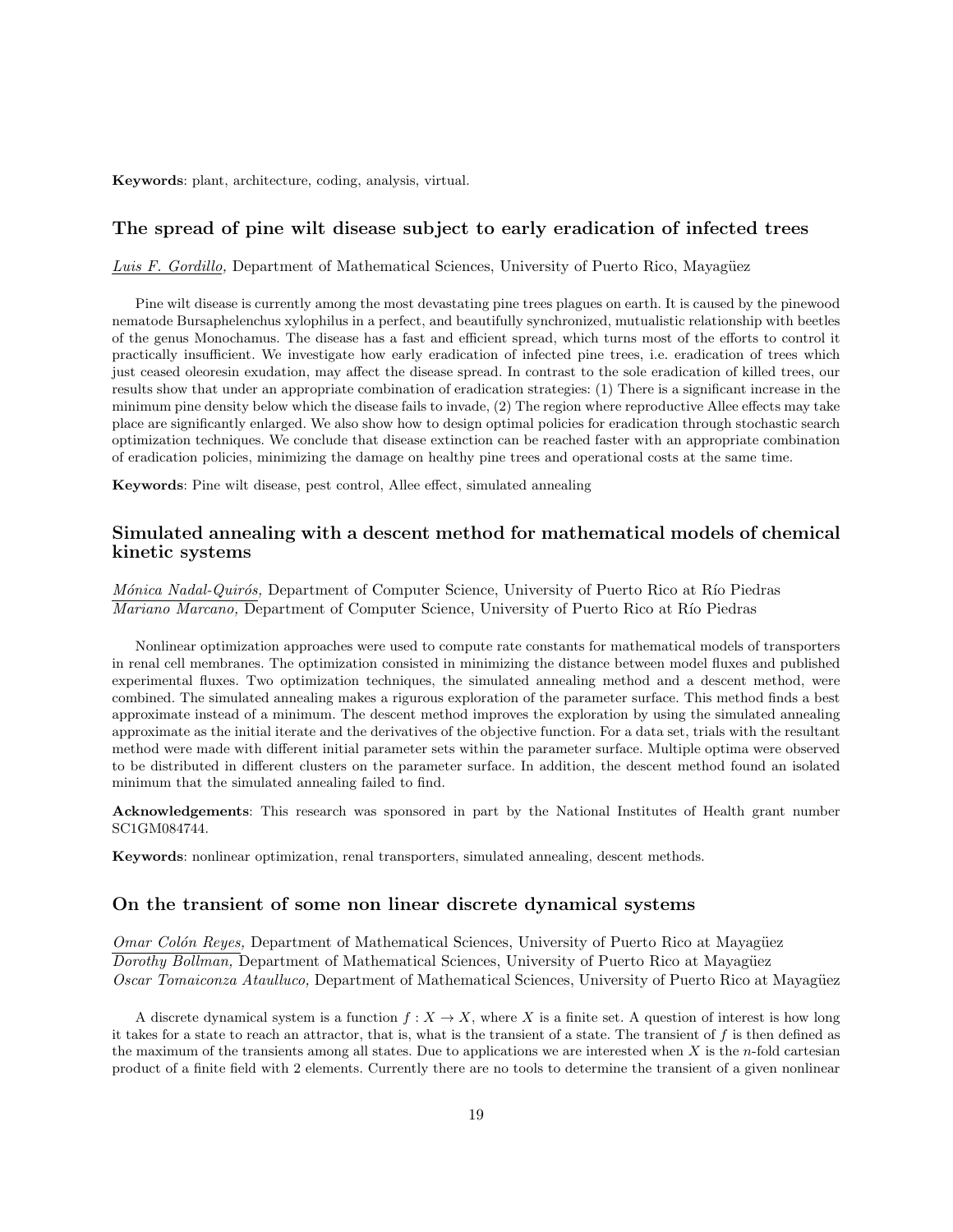**Keywords**: plant, architecture, coding, analysis, virtual.

### The spread of pine wilt disease subject to early eradication of infected trees

*Luis F. Gordillo,* Department of Mathematical Sciences, University of Puerto Rico, Mayagüez

Pine wilt disease is currently among the most devastating pine trees plagues on earth. It is caused by the pinewood nematode Bursaphelenchus xylophilus in a perfect, and beautifully synchronized, mutualistic relationship with beetles of the genus Monochamus. The disease has a fast and efficient spread, which turns most of the efforts to control it practically insufficient. We investigate how early eradication of infected pine trees, i.e. eradication of trees which just ceased oleoresin exudation, may affect the disease spread. In contrast to the sole eradication of killed trees, our results show that under an appropriate combination of eradication strategies: (1) There is a significant increase in the minimum pine density below which the disease fails to invade, (2) The region where reproductive Allee effects may take place are significantly enlarged. We also show how to design optimal policies for eradication through stochastic search optimization techniques. We conclude that disease extinction can be reached faster with an appropriate combination of eradication policies, minimizing the damage on healthy pine trees and operational costs at the same time.

**Keywords**: Pine wilt disease, pest control, Allee effect, simulated annealing

### Simulated annealing with a descent method for mathematical models of chemical kinetic systems

*Mónica Nadal-Quirós,* Department of Computer Science, University of Puerto Rico at Río Piedras
*Mariano Marcano,* Department of Computer Science, University of Puerto Rico at Río Piedras

Nonlinear optimization approaches were used to compute rate constants for mathematical models of transporters in renal cell membranes. The optimization consisted in minimizing the distance between model fluxes and published experimental fluxes. Two optimization techniques, the simulated annealing method and a descent method, were combined. The simulated annealing makes a rigurous exploration of the parameter surface. This method finds a best approximate instead of a minimum. The descent method improves the exploration by using the simulated annealing approximate as the initial iterate and the derivatives of the objective function. For a data set, trials with the resultant method were made with different initial parameter sets within the parameter surface. Multiple optima were observed to be distributed in different clusters on the parameter surface. In addition, the descent method found an isolated minimum that the simulated annealing failed to find.

**Acknowledgements**: This research was sponsored in part by the National Institutes of Health grant number SC1GM084744.

**Keywords**: nonlinear optimization, renal transporters, simulated annealing, descent methods.

### On the transient of some non linear discrete dynamical systems

*Omar Colón Reyes,* Department of Mathematical Sciences, University of Puerto Rico at Mayagüez
*Dorothy Bollman,* Department of Mathematical Sciences, University of Puerto Rico at Mayagüez
*Oscar Tomaiconza Ataulluco,* Department of Mathematical Sciences, University of Puerto Rico at Mayagüez

A discrete dynamical system is a function $f : X \to X$, where $X$ is a finite set. A question of interest is how long it takes for a state to reach an attractor, that is, what is the transient of a state. The transient of $f$ is then defined as the maximum of the transients among all states. Due to applications we are interested when $X$ is the $n$-fold cartesian product of a finite field with 2 elements. Currently there are no tools to determine the transient of a given nonlinear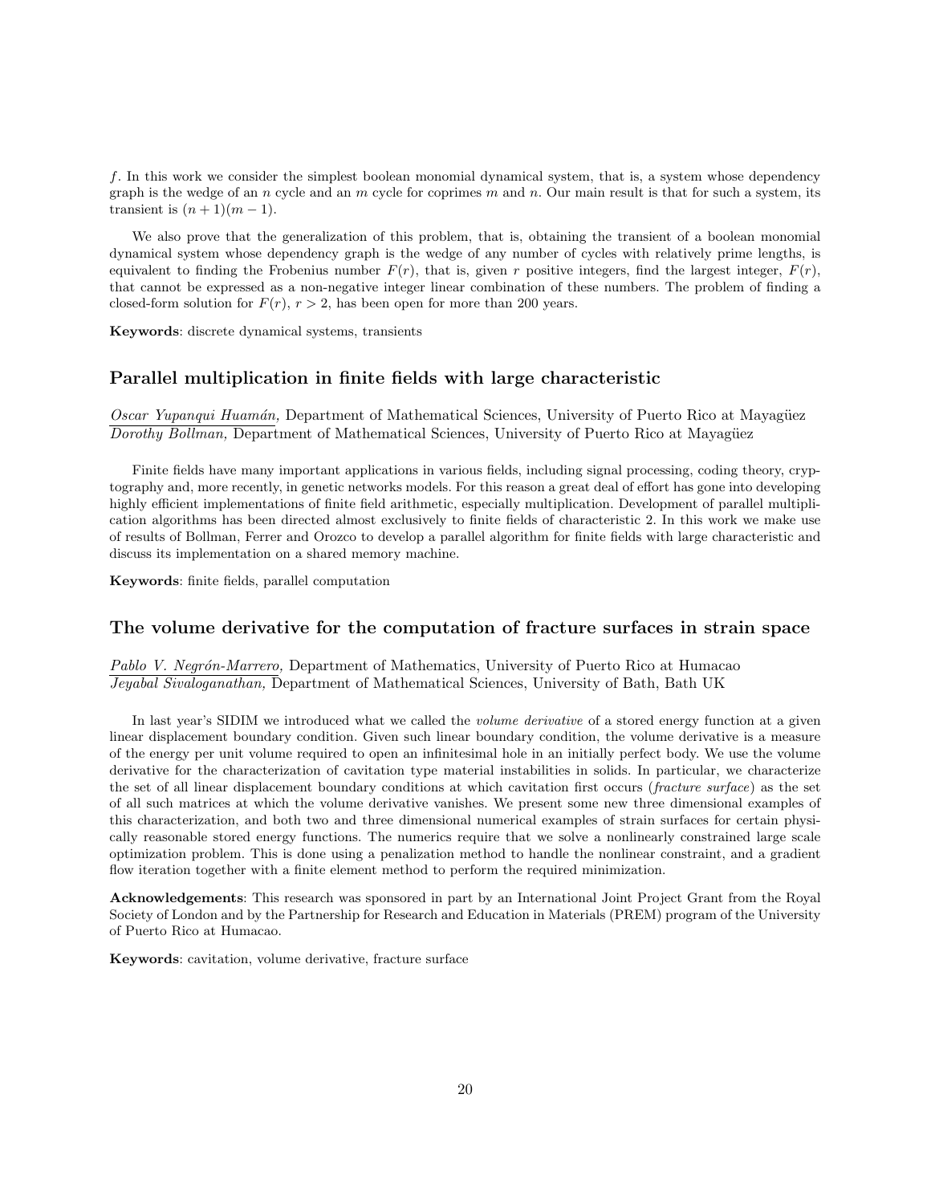$f$. In this work we consider the simplest boolean monomial dynamical system, that is, a system whose dependency graph is the wedge of an $n$ cycle and an $m$ cycle for coprimes $m$ and $n$. Our main result is that for such a system, its transient is $(n+1)(m-1)$.

We also prove that the generalization of this problem, that is, obtaining the transient of a boolean monomial dynamical system whose dependency graph is the wedge of any number of cycles with relatively prime lengths, is equivalent to finding the Frobenius number $F(r)$, that is, given $r$ positive integers, find the largest integer, $F(r)$, that cannot be expressed as a non-negative integer linear combination of these numbers. The problem of finding a closed-form solution for $F(r)$, $r > 2$, has been open for more than 200 years.

**Keywords**: discrete dynamical systems, transients

## Parallel multiplication in finite fields with large characteristic

*Oscar Yupanqui Huamán,* Department of Mathematical Sciences, University of Puerto Rico at Mayagüez
*Dorothy Bollman,* Department of Mathematical Sciences, University of Puerto Rico at Mayagüez

Finite fields have many important applications in various fields, including signal processing, coding theory, cryptography and, more recently, in genetic networks models. For this reason a great deal of effort has gone into developing highly efficient implementations of finite field arithmetic, especially multiplication. Development of parallel multiplication algorithms has been directed almost exclusively to finite fields of characteristic 2. In this work we make use of results of Bollman, Ferrer and Orozco to develop a parallel algorithm for finite fields with large characteristic and discuss its implementation on a shared memory machine.

**Keywords**: finite fields, parallel computation

## The volume derivative for the computation of fracture surfaces in strain space

*Pablo V. Negrón-Marrero,* Department of Mathematics, University of Puerto Rico at Humacao
*Jeyabal Sivaloganathan,* Department of Mathematical Sciences, University of Bath, Bath UK

In last year's SIDIM we introduced what we called the *volume derivative* of a stored energy function at a given linear displacement boundary condition. Given such linear boundary condition, the volume derivative is a measure of the energy per unit volume required to open an infinitesimal hole in an initially perfect body. We use the volume derivative for the characterization of cavitation type material instabilities in solids. In particular, we characterize the set of all linear displacement boundary conditions at which cavitation first occurs (*fracture surface*) as the set of all such matrices at which the volume derivative vanishes. We present some new three dimensional examples of this characterization, and both two and three dimensional numerical examples of strain surfaces for certain physically reasonable stored energy functions. The numerics require that we solve a nonlinearly constrained large scale optimization problem. This is done using a penalization method to handle the nonlinear constraint, and a gradient flow iteration together with a finite element method to perform the required minimization.

**Acknowledgements**: This research was sponsored in part by an International Joint Project Grant from the Royal Society of London and by the Partnership for Research and Education in Materials (PREM) program of the University of Puerto Rico at Humacao.

**Keywords**: cavitation, volume derivative, fracture surface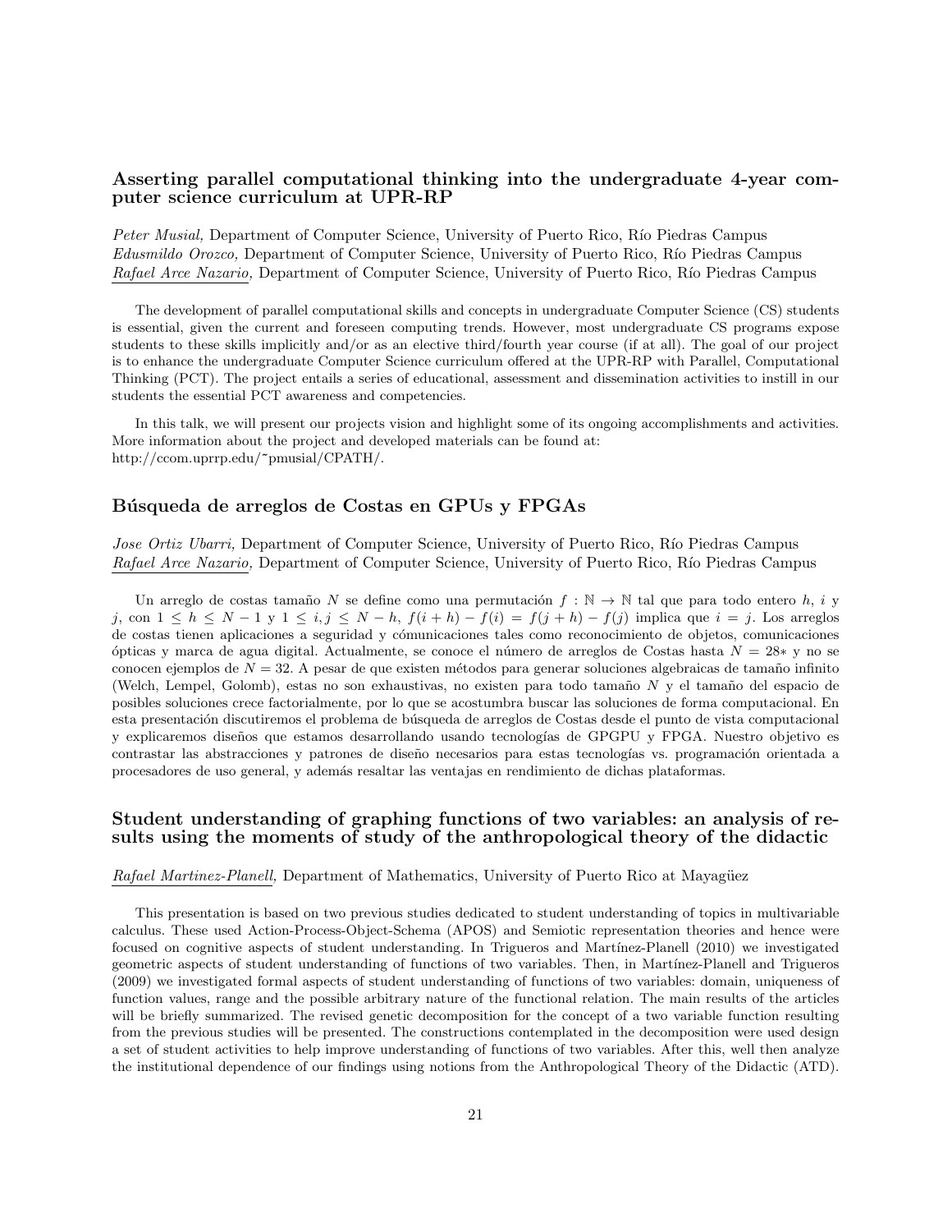## Asserting parallel computational thinking into the undergraduate 4-year computer science curriculum at UPR-RP

*Peter Musial,* Department of Computer Science, University of Puerto Rico, Río Piedras Campus
*Edusmildo Orozco,* Department of Computer Science, University of Puerto Rico, Río Piedras Campus
*Rafael Arce Nazario,* Department of Computer Science, University of Puerto Rico, Río Piedras Campus

The development of parallel computational skills and concepts in undergraduate Computer Science (CS) students is essential, given the current and foreseen computing trends. However, most undergraduate CS programs expose students to these skills implicitly and/or as an elective third/fourth year course (if at all). The goal of our project is to enhance the undergraduate Computer Science curriculum offered at the UPR-RP with Parallel, Computational Thinking (PCT). The project entails a series of educational, assessment and dissemination activities to instill in our students the essential PCT awareness and competencies.

In this talk, we will present our projects vision and highlight some of its ongoing accomplishments and activities. More information about the project and developed materials can be found at:
http://ccom.uprrp.edu/~pmusial/CPATH/.

## Búsqueda de arreglos de Costas en GPUs y FPGAs

*Jose Ortiz Ubarri,* Department of Computer Science, University of Puerto Rico, Río Piedras Campus
*Rafael Arce Nazario,* Department of Computer Science, University of Puerto Rico, Río Piedras Campus

Un arreglo de costas tamaño $N$ se define como una permutación $f : \mathbb{N} \to \mathbb{N}$ tal que para todo entero $h$, $i$ y $j$, con $1 \leq h \leq N-1$ y $1 \leq i, j \leq N-h$, $f(i+h) - f(i) = f(j+h) - f(j)$ implica que $i = j$. Los arreglos de costas tienen aplicaciones a seguridad y cómunicaciones tales como reconocimiento de objetos, comunicaciones ópticas y marca de agua digital. Actualmente, se conoce el número de arreglos de Costas hasta $N = 28*$ y no se conocen ejemplos de $N = 32$. A pesar de que existen métodos para generar soluciones algebraicas de tamaño infinito (Welch, Lempel, Golomb), estas no son exhaustivas, no existen para todo tamaño $N$ y el tamaño del espacio de posibles soluciones crece factorialmente, por lo que se acostumbra buscar las soluciones de forma computacional. En esta presentación discutiremos el problema de búsqueda de arreglos de Costas desde el punto de vista computacional y explicaremos diseños que estamos desarrollando usando tecnologías de GPGPU y FPGA. Nuestro objetivo es contrastar las abstracciones y patrones de diseño necesarios para estas tecnologías vs. programación orientada a procesadores de uso general, y además resaltar las ventajas en rendimiento de dichas plataformas.

## Student understanding of graphing functions of two variables: an analysis of results using the moments of study of the anthropological theory of the didactic

*Rafael Martinez-Planell,* Department of Mathematics, University of Puerto Rico at Mayagüez

This presentation is based on two previous studies dedicated to student understanding of topics in multivariable calculus. These used Action-Process-Object-Schema (APOS) and Semiotic representation theories and hence were focused on cognitive aspects of student understanding. In Trigueros and Martínez-Planell (2010) we investigated geometric aspects of student understanding of functions of two variables. Then, in Martínez-Planell and Trigueros (2009) we investigated formal aspects of student understanding of functions of two variables: domain, uniqueness of function values, range and the possible arbitrary nature of the functional relation. The main results of the articles will be briefly summarized. The revised genetic decomposition for the concept of a two variable function resulting from the previous studies will be presented. The constructions contemplated in the decomposition were used design a set of student activities to help improve understanding of functions of two variables. After this, well then analyze the institutional dependence of our findings using notions from the Anthropological Theory of the Didactic (ATD).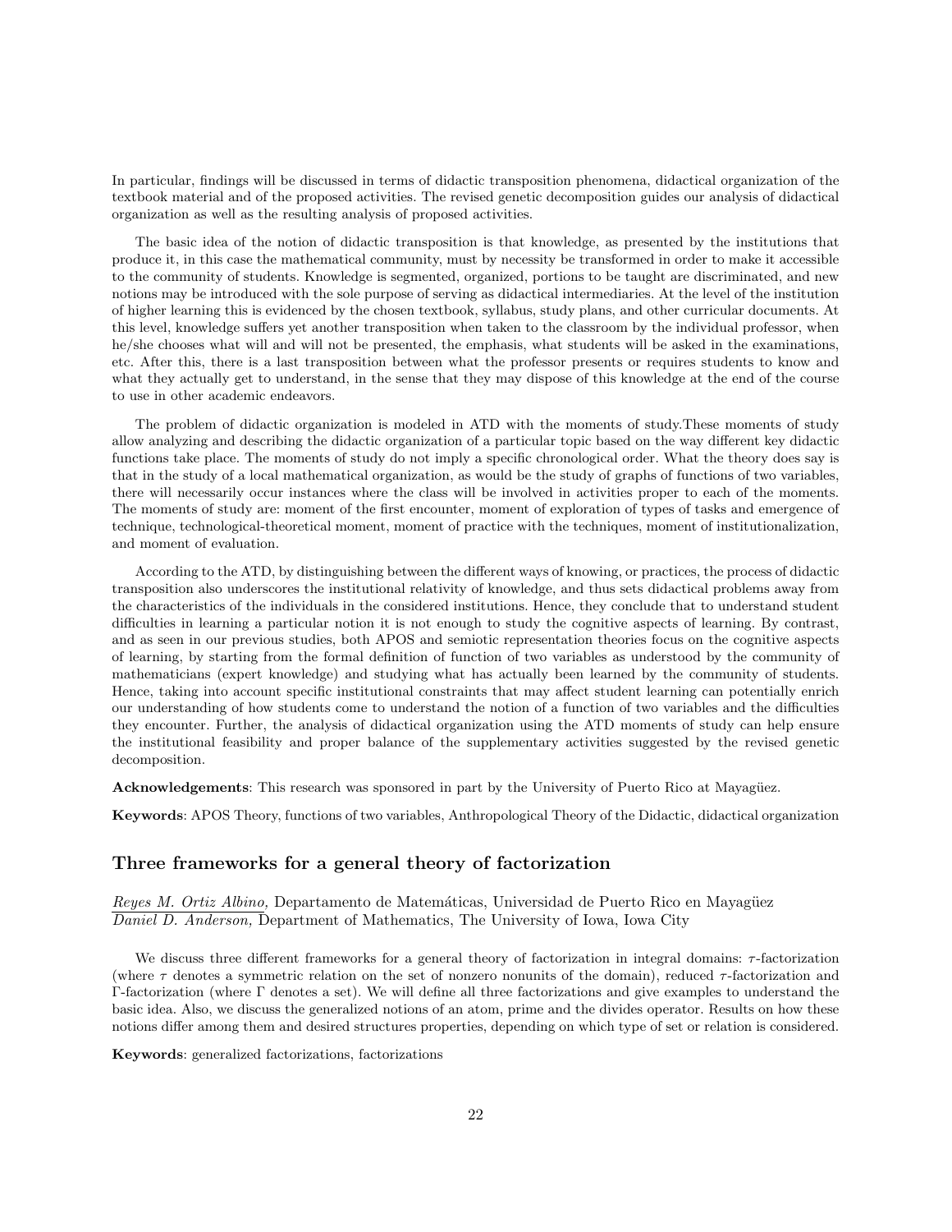In particular, findings will be discussed in terms of didactic transposition phenomena, didactical organization of the textbook material and of the proposed activities. The revised genetic decomposition guides our analysis of didactical organization as well as the resulting analysis of proposed activities.

The basic idea of the notion of didactic transposition is that knowledge, as presented by the institutions that produce it, in this case the mathematical community, must by necessity be transformed in order to make it accessible to the community of students. Knowledge is segmented, organized, portions to be taught are discriminated, and new notions may be introduced with the sole purpose of serving as didactical intermediaries. At the level of the institution of higher learning this is evidenced by the chosen textbook, syllabus, study plans, and other curricular documents. At this level, knowledge suffers yet another transposition when taken to the classroom by the individual professor, when he/she chooses what will and will not be presented, the emphasis, what students will be asked in the examinations, etc. After this, there is a last transposition between what the professor presents or requires students to know and what they actually get to understand, in the sense that they may dispose of this knowledge at the end of the course to use in other academic endeavors.

The problem of didactic organization is modeled in ATD with the moments of study.These moments of study allow analyzing and describing the didactic organization of a particular topic based on the way different key didactic functions take place. The moments of study do not imply a specific chronological order. What the theory does say is that in the study of a local mathematical organization, as would be the study of graphs of functions of two variables, there will necessarily occur instances where the class will be involved in activities proper to each of the moments. The moments of study are: moment of the first encounter, moment of exploration of types of tasks and emergence of technique, technological-theoretical moment, moment of practice with the techniques, moment of institutionalization, and moment of evaluation.

According to the ATD, by distinguishing between the different ways of knowing, or practices, the process of didactic transposition also underscores the institutional relativity of knowledge, and thus sets didactical problems away from the characteristics of the individuals in the considered institutions. Hence, they conclude that to understand student difficulties in learning a particular notion it is not enough to study the cognitive aspects of learning. By contrast, and as seen in our previous studies, both APOS and semiotic representation theories focus on the cognitive aspects of learning, by starting from the formal definition of function of two variables as understood by the community of mathematicians (expert knowledge) and studying what has actually been learned by the community of students. Hence, taking into account specific institutional constraints that may affect student learning can potentially enrich our understanding of how students come to understand the notion of a function of two variables and the difficulties they encounter. Further, the analysis of didactical organization using the ATD moments of study can help ensure the institutional feasibility and proper balance of the supplementary activities suggested by the revised genetic decomposition.

**Acknowledgements**: This research was sponsored in part by the University of Puerto Rico at Mayagüez.

**Keywords**: APOS Theory, functions of two variables, Anthropological Theory of the Didactic, didactical organization

## Three frameworks for a general theory of factorization

*Reyes M. Ortiz Albino,* Departamento de Matemáticas, Universidad de Puerto Rico en Mayagüez
*Daniel D. Anderson,* Department of Mathematics, The University of Iowa, Iowa City

We discuss three different frameworks for a general theory of factorization in integral domains: $\tau$-factorization (where $\tau$ denotes a symmetric relation on the set of nonzero nonunits of the domain), reduced $\tau$-factorization and $\Gamma$-factorization (where $\Gamma$ denotes a set). We will define all three factorizations and give examples to understand the basic idea. Also, we discuss the generalized notions of an atom, prime and the divides operator. Results on how these notions differ among them and desired structures properties, depending on which type of set or relation is considered.

**Keywords**: generalized factorizations, factorizations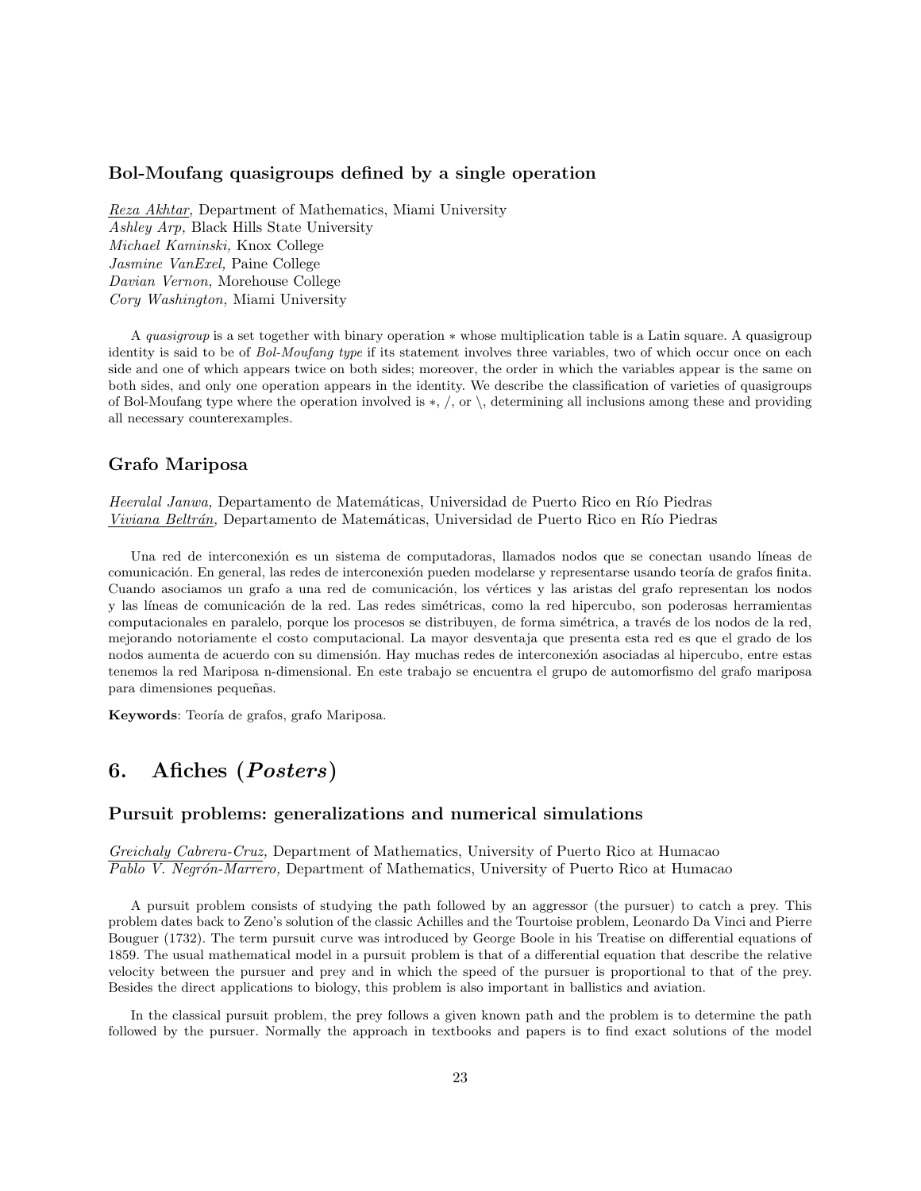### Bol-Moufang quasigroups defined by a single operation

*Reza Akhtar,* Department of Mathematics, Miami University
*Ashley Arp,* Black Hills State University
*Michael Kaminski,* Knox College
*Jasmine VanExel,* Paine College
*Davian Vernon,* Morehouse College
*Cory Washington,* Miami University

A *quasigroup* is a set together with binary operation $*$ whose multiplication table is a Latin square. A quasigroup identity is said to be of *Bol-Moufang type* if its statement involves three variables, two of which occur once on each side and one of which appears twice on both sides; moreover, the order in which the variables appear is the same on both sides, and only one operation appears in the identity. We describe the classification of varieties of quasigroups of Bol-Moufang type where the operation involved is $*$, $/$, or $\backslash$, determining all inclusions among these and providing all necessary counterexamples.

### Grafo Mariposa

*Heeralal Janwa,* Departamento de Matemáticas, Universidad de Puerto Rico en Río Piedras
*Viviana Beltrán,* Departamento de Matemáticas, Universidad de Puerto Rico en Río Piedras

Una red de interconexión es un sistema de computadoras, llamados nodos que se conectan usando líneas de comunicación. En general, las redes de interconexión pueden modelarse y representarse usando teoría de grafos finita. Cuando asociamos un grafo a una red de comunicación, los vértices y las aristas del grafo representan los nodos y las líneas de comunicación de la red. Las redes simétricas, como la red hipercubo, son poderosas herramientas computacionales en paralelo, porque los procesos se distribuyen, de forma simétrica, a través de los nodos de la red, mejorando notoriamente el costo computacional. La mayor desventaja que presenta esta red es que el grado de los nodos aumenta de acuerdo con su dimensión. Hay muchas redes de interconexión asociadas al hipercubo, entre estas tenemos la red Mariposa n-dimensional. En este trabajo se encuentra el grupo de automorfismo del grafo mariposa para dimensiones pequeñas.

**Keywords**: Teoría de grafos, grafo Mariposa.

## 6. Afiches (*Posters*)

### Pursuit problems: generalizations and numerical simulations

*Greichaly Cabrera-Cruz,* Department of Mathematics, University of Puerto Rico at Humacao
*Pablo V. Negrón-Marrero,* Department of Mathematics, University of Puerto Rico at Humacao

A pursuit problem consists of studying the path followed by an aggressor (the pursuer) to catch a prey. This problem dates back to Zeno's solution of the classic Achilles and the Tourtoise problem, Leonardo Da Vinci and Pierre Bouguer (1732). The term pursuit curve was introduced by George Boole in his Treatise on differential equations of 1859. The usual mathematical model in a pursuit problem is that of a differential equation that describe the relative velocity between the pursuer and prey and in which the speed of the pursuer is proportional to that of the prey. Besides the direct applications to biology, this problem is also important in ballistics and aviation.

In the classical pursuit problem, the prey follows a given known path and the problem is to determine the path followed by the pursuer. Normally the approach in textbooks and papers is to find exact solutions of the model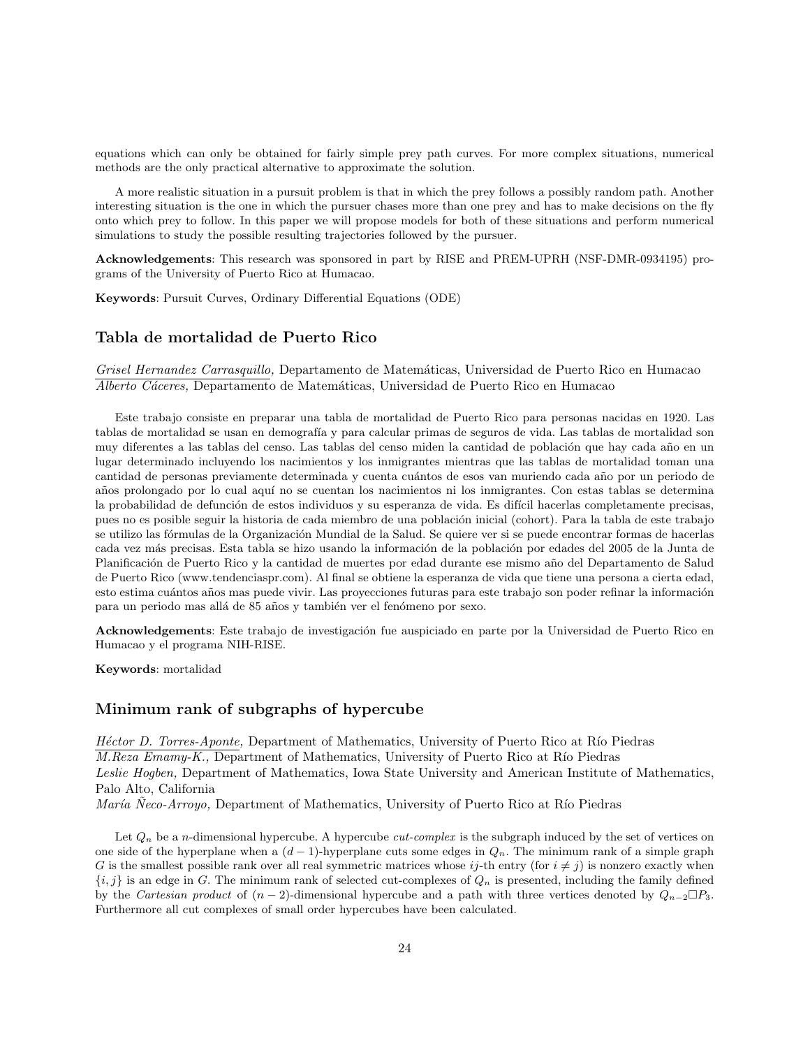equations which can only be obtained for fairly simple prey path curves. For more complex situations, numerical methods are the only practical alternative to approximate the solution.

A more realistic situation in a pursuit problem is that in which the prey follows a possibly random path. Another interesting situation is the one in which the pursuer chases more than one prey and has to make decisions on the fly onto which prey to follow. In this paper we will propose models for both of these situations and perform numerical simulations to study the possible resulting trajectories followed by the pursuer.

**Acknowledgements**: This research was sponsored in part by RISE and PREM-UPRH (NSF-DMR-0934195) programs of the University of Puerto Rico at Humacao.

**Keywords**: Pursuit Curves, Ordinary Differential Equations (ODE)

## Tabla de mortalidad de Puerto Rico

*Grisel Hernandez Carrasquillo,* Departamento de Matemáticas, Universidad de Puerto Rico en Humacao
*Alberto Cáceres,* Departamento de Matemáticas, Universidad de Puerto Rico en Humacao

Este trabajo consiste en preparar una tabla de mortalidad de Puerto Rico para personas nacidas en 1920. Las tablas de mortalidad se usan en demografía y para calcular primas de seguros de vida. Las tablas de mortalidad son muy diferentes a las tablas del censo. Las tablas del censo miden la cantidad de población que hay cada año en un lugar determinado incluyendo los nacimientos y los inmigrantes mientras que las tablas de mortalidad toman una cantidad de personas previamente determinada y cuenta cuántos de esos van muriendo cada año por un periodo de años prolongado por lo cual aquí no se cuentan los nacimientos ni los inmigrantes. Con estas tablas se determina la probabilidad de defunción de estos individuos y su esperanza de vida. Es difícil hacerlas completamente precisas, pues no es posible seguir la historia de cada miembro de una población inicial (cohort). Para la tabla de este trabajo se utilizo las fórmulas de la Organización Mundial de la Salud. Se quiere ver si se puede encontrar formas de hacerlas cada vez más precisas. Esta tabla se hizo usando la información de la población por edades del 2005 de la Junta de Planificación de Puerto Rico y la cantidad de muertes por edad durante ese mismo año del Departamento de Salud de Puerto Rico (www.tendenciaspr.com). Al final se obtiene la esperanza de vida que tiene una persona a cierta edad, esto estima cuántos años mas puede vivir. Las proyecciones futuras para este trabajo son poder refinar la información para un periodo mas allá de 85 años y también ver el fenómeno por sexo.

**Acknowledgements**: Este trabajo de investigación fue auspiciado en parte por la Universidad de Puerto Rico en Humacao y el programa NIH-RISE.

**Keywords**: mortalidad

## Minimum rank of subgraphs of hypercube

*Héctor D. Torres-Aponte,* Department of Mathematics, University of Puerto Rico at Río Piedras
*M.Reza Emamy-K.,* Department of Mathematics, University of Puerto Rico at Río Piedras
*Leslie Hogben,* Department of Mathematics, Iowa State University and American Institute of Mathematics, Palo Alto, California
*María Ñeco-Arroyo,* Department of Mathematics, University of Puerto Rico at Río Piedras

Let $Q_n$ be a $n$-dimensional hypercube. A hypercube *cut-complex* is the subgraph induced by the set of vertices on one side of the hyperplane when a $(d-1)$-hyperplane cuts some edges in $Q_n$. The minimum rank of a simple graph $G$ is the smallest possible rank over all real symmetric matrices whose $ij$-th entry (for $i \neq j$) is nonzero exactly when $\{i, j\}$ is an edge in $G$. The minimum rank of selected cut-complexes of $Q_n$ is presented, including the family defined by the *Cartesian product* of $(n-2)$-dimensional hypercube and a path with three vertices denoted by $Q_{n-2}\square P_3$. Furthermore all cut complexes of small order hypercubes have been calculated.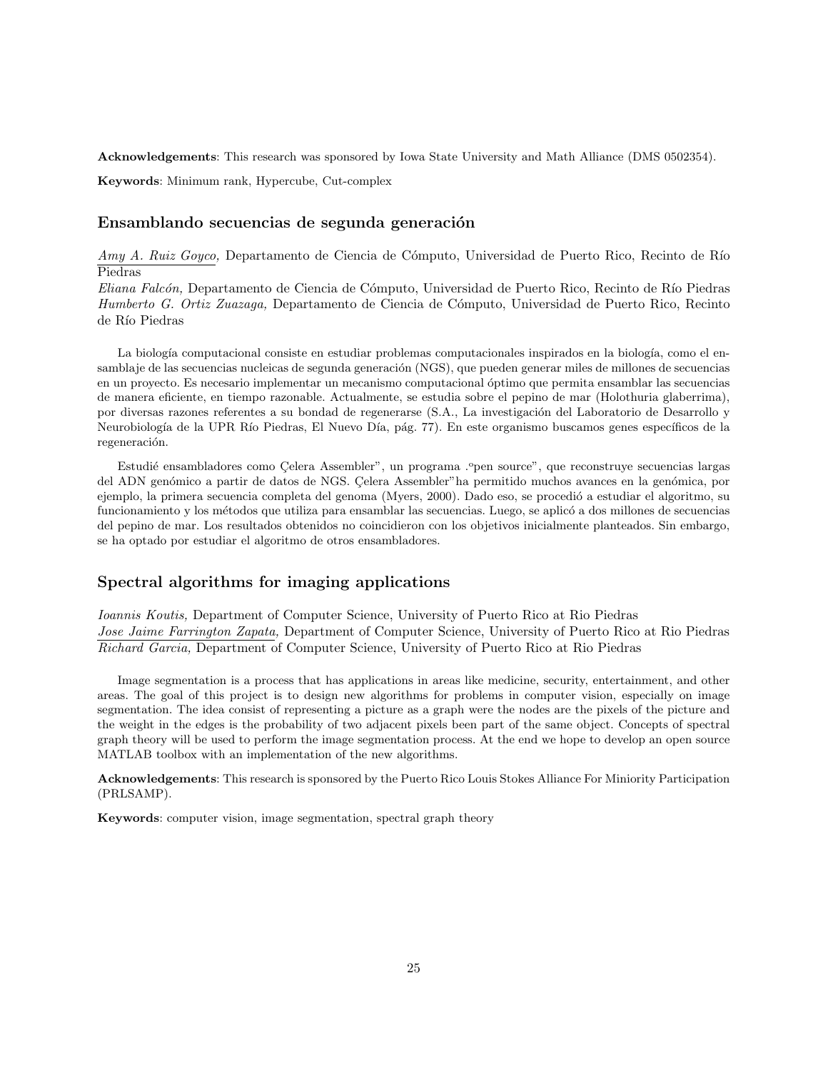**Acknowledgements**: This research was sponsored by Iowa State University and Math Alliance (DMS 0502354).

**Keywords**: Minimum rank, Hypercube, Cut-complex

### Ensamblando secuencias de segunda generación

*Amy A. Ruiz Goyco,* Departamento de Ciencia de Cómputo, Universidad de Puerto Rico, Recinto de Río Piedras
*Eliana Falcón,* Departamento de Ciencia de Cómputo, Universidad de Puerto Rico, Recinto de Río Piedras
*Humberto G. Ortiz Zuazaga,* Departamento de Ciencia de Cómputo, Universidad de Puerto Rico, Recinto de Río Piedras

La biología computacional consiste en estudiar problemas computacionales inspirados en la biología, como el ensamblaje de las secuencias nucleicas de segunda generación (NGS), que pueden generar miles de millones de secuencias en un proyecto. Es necesario implementar un mecanismo computacional óptimo que permita ensamblar las secuencias de manera eficiente, en tiempo razonable. Actualmente, se estudia sobre el pepino de mar (Holothuria glaberrima), por diversas razones referentes a su bondad de regenerarse (S.A., La investigación del Laboratorio de Desarrollo y Neurobiología de la UPR Río Piedras, El Nuevo Día, pág. 77). En este organismo buscamos genes específicos de la regeneración.

Estudié ensambladores como Çelera Assembler", un programa .ºpen source", que reconstruye secuencias largas del ADN genómico a partir de datos de NGS. Çelera Assembler"ha permitido muchos avances en la genómica, por ejemplo, la primera secuencia completa del genoma (Myers, 2000). Dado eso, se procedió a estudiar el algoritmo, su funcionamiento y los métodos que utiliza para ensamblar las secuencias. Luego, se aplicó a dos millones de secuencias del pepino de mar. Los resultados obtenidos no coincidieron con los objetivos inicialmente planteados. Sin embargo, se ha optado por estudiar el algoritmo de otros ensambladores.

### Spectral algorithms for imaging applications

*Ioannis Koutis,* Department of Computer Science, University of Puerto Rico at Rio Piedras
*Jose Jaime Farrington Zapata,* Department of Computer Science, University of Puerto Rico at Rio Piedras
*Richard Garcia,* Department of Computer Science, University of Puerto Rico at Rio Piedras

Image segmentation is a process that has applications in areas like medicine, security, entertainment, and other areas. The goal of this project is to design new algorithms for problems in computer vision, especially on image segmentation. The idea consist of representing a picture as a graph were the nodes are the pixels of the picture and the weight in the edges is the probability of two adjacent pixels been part of the same object. Concepts of spectral graph theory will be used to perform the image segmentation process. At the end we hope to develop an open source MATLAB toolbox with an implementation of the new algorithms.

**Acknowledgements**: This research is sponsored by the Puerto Rico Louis Stokes Alliance For Miniority Participation (PRLSAMP).

**Keywords**: computer vision, image segmentation, spectral graph theory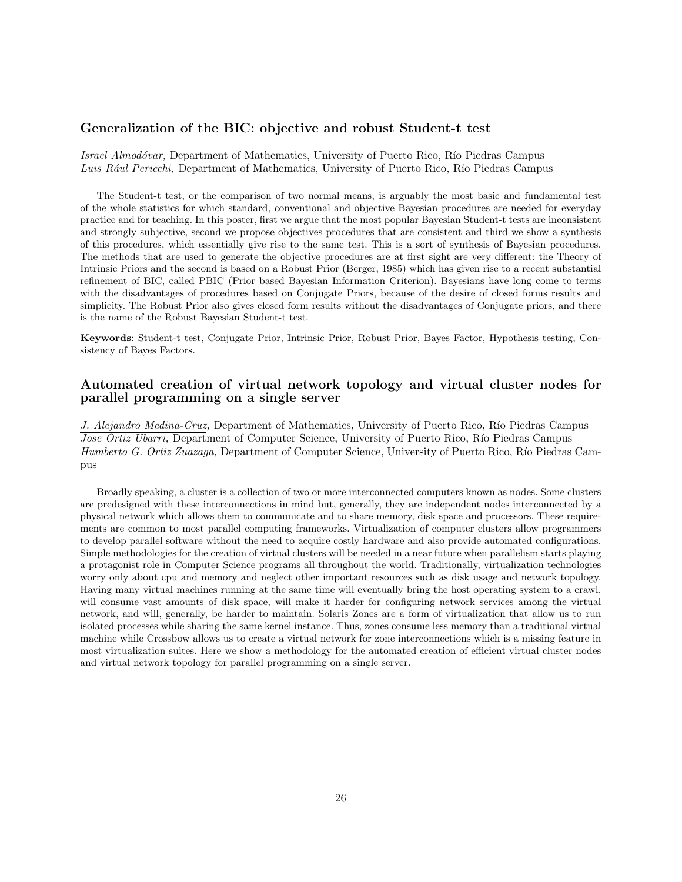### Generalization of the BIC: objective and robust Student-t test

*Israel Almodóvar,* Department of Mathematics, University of Puerto Rico, Río Piedras Campus
*Luis Rául Pericchi,* Department of Mathematics, University of Puerto Rico, Río Piedras Campus

The Student-t test, or the comparison of two normal means, is arguably the most basic and fundamental test of the whole statistics for which standard, conventional and objective Bayesian procedures are needed for everyday practice and for teaching. In this poster, first we argue that the most popular Bayesian Student-t tests are inconsistent and strongly subjective, second we propose objectives procedures that are consistent and third we show a synthesis of this procedures, which essentially give rise to the same test. This is a sort of synthesis of Bayesian procedures. The methods that are used to generate the objective procedures are at first sight are very different: the Theory of Intrinsic Priors and the second is based on a Robust Prior (Berger, 1985) which has given rise to a recent substantial refinement of BIC, called PBIC (Prior based Bayesian Information Criterion). Bayesians have long come to terms with the disadvantages of procedures based on Conjugate Priors, because of the desire of closed forms results and simplicity. The Robust Prior also gives closed form results without the disadvantages of Conjugate priors, and there is the name of the Robust Bayesian Student-t test.

**Keywords**: Student-t test, Conjugate Prior, Intrinsic Prior, Robust Prior, Bayes Factor, Hypothesis testing, Consistency of Bayes Factors.

### Automated creation of virtual network topology and virtual cluster nodes for parallel programming on a single server

*J. Alejandro Medina-Cruz,* Department of Mathematics, University of Puerto Rico, Río Piedras Campus
*Jose Ortiz Ubarri,* Department of Computer Science, University of Puerto Rico, Río Piedras Campus
*Humberto G. Ortiz Zuazaga,* Department of Computer Science, University of Puerto Rico, Río Piedras Campus

Broadly speaking, a cluster is a collection of two or more interconnected computers known as nodes. Some clusters are predesigned with these interconnections in mind but, generally, they are independent nodes interconnected by a physical network which allows them to communicate and to share memory, disk space and processors. These requirements are common to most parallel computing frameworks. Virtualization of computer clusters allow programmers to develop parallel software without the need to acquire costly hardware and also provide automated configurations. Simple methodologies for the creation of virtual clusters will be needed in a near future when parallelism starts playing a protagonist role in Computer Science programs all throughout the world. Traditionally, virtualization technologies worry only about cpu and memory and neglect other important resources such as disk usage and network topology. Having many virtual machines running at the same time will eventually bring the host operating system to a crawl, will consume vast amounts of disk space, will make it harder for configuring network services among the virtual network, and will, generally, be harder to maintain. Solaris Zones are a form of virtualization that allow us to run isolated processes while sharing the same kernel instance. Thus, zones consume less memory than a traditional virtual machine while Crossbow allows us to create a virtual network for zone interconnections which is a missing feature in most virtualization suites. Here we show a methodology for the automated creation of efficient virtual cluster nodes and virtual network topology for parallel programming on a single server.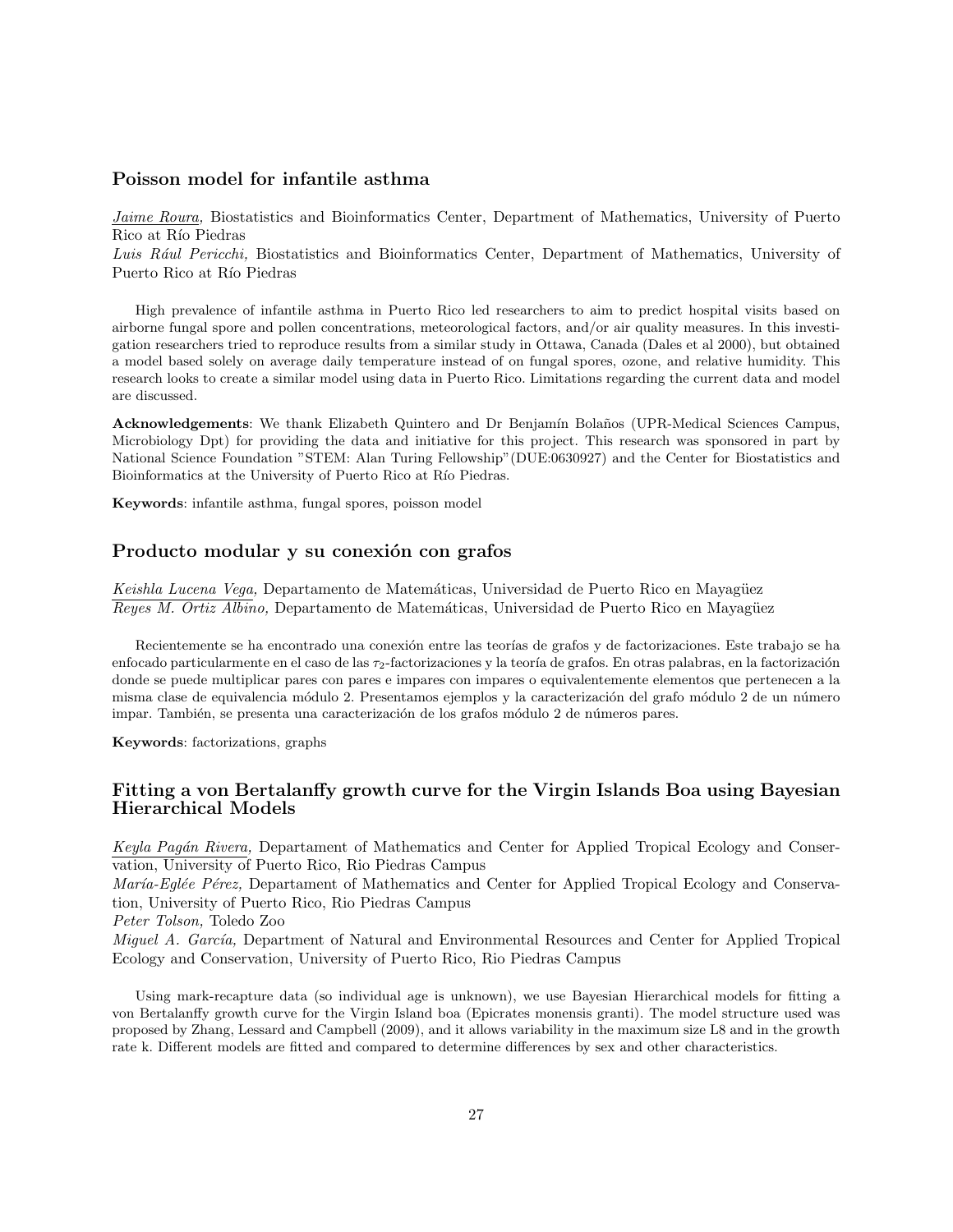## Poisson model for infantile asthma

Jaime Roura, Biostatistics and Bioinformatics Center, Department of Mathematics, University of Puerto Rico at Río Piedras
*Luis Rául Pericchi,* Biostatistics and Bioinformatics Center, Department of Mathematics, University of Puerto Rico at Río Piedras

High prevalence of infantile asthma in Puerto Rico led researchers to aim to predict hospital visits based on airborne fungal spore and pollen concentrations, meteorological factors, and/or air quality measures. In this investigation researchers tried to reproduce results from a similar study in Ottawa, Canada (Dales et al 2000), but obtained a model based solely on average daily temperature instead of on fungal spores, ozone, and relative humidity. This research looks to create a similar model using data in Puerto Rico. Limitations regarding the current data and model are discussed.

**Acknowledgements**: We thank Elizabeth Quintero and Dr Benjamín Bolaños (UPR-Medical Sciences Campus, Microbiology Dpt) for providing the data and initiative for this project. This research was sponsored in part by National Science Foundation "STEM: Alan Turing Fellowship"(DUE:0630927) and the Center for Biostatistics and Bioinformatics at the University of Puerto Rico at Río Piedras.

**Keywords**: infantile asthma, fungal spores, poisson model

## Producto modular y su conexión con grafos

Keishla Lucena Vega, Departamento de Matemáticas, Universidad de Puerto Rico en Mayagüez
Reyes M. Ortiz Albino, Departamento de Matemáticas, Universidad de Puerto Rico en Mayagüez

Recientemente se ha encontrado una conexión entre las teorías de grafos y de factorizaciones. Este trabajo se ha enfocado particularmente en el caso de las $\tau_2$-factorizaciones y la teoría de grafos. En otras palabras, en la factorización donde se puede multiplicar pares con pares e impares con impares o equivalentemente elementos que pertenecen a la misma clase de equivalencia módulo 2. Presentamos ejemplos y la caracterización del grafo módulo 2 de un número impar. También, se presenta una caracterización de los grafos módulo 2 de números pares.

**Keywords**: factorizations, graphs

## Fitting a von Bertalanffy growth curve for the Virgin Islands Boa using Bayesian Hierarchical Models

Keyla Pagán Rivera, Departament of Mathematics and Center for Applied Tropical Ecology and Conservation, University of Puerto Rico, Rio Piedras Campus
*María-Eglée Pérez,* Departament of Mathematics and Center for Applied Tropical Ecology and Conservation, University of Puerto Rico, Rio Piedras Campus
*Peter Tolson,* Toledo Zoo
*Miguel A. García,* Department of Natural and Environmental Resources and Center for Applied Tropical Ecology and Conservation, University of Puerto Rico, Rio Piedras Campus

Using mark-recapture data (so individual age is unknown), we use Bayesian Hierarchical models for fitting a von Bertalanffy growth curve for the Virgin Island boa (Epicrates monensis granti). The model structure used was proposed by Zhang, Lessard and Campbell (2009), and it allows variability in the maximum size L8 and in the growth rate k. Different models are fitted and compared to determine differences by sex and other characteristics.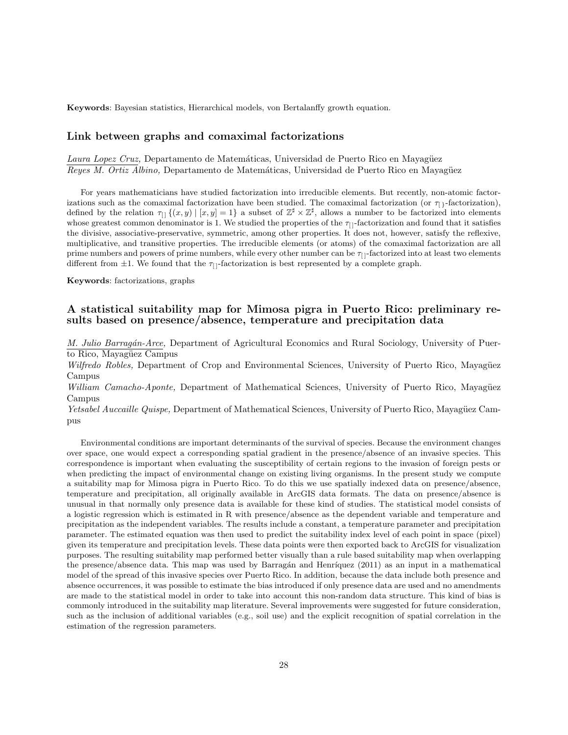**Keywords**: Bayesian statistics, Hierarchical models, von Bertalanffy growth equation.

### Link between graphs and comaximal factorizations

*Laura Lopez Cruz,* Departamento de Matemáticas, Universidad de Puerto Rico en Mayagüez
*Reyes M. Ortiz Albino,* Departamento de Matemáticas, Universidad de Puerto Rico en Mayagüez

For years mathematicians have studied factorization into irreducible elements. But recently, non-atomic factorizations such as the comaximal factorization have been studied. The comaximal factorization (or $\tau_{[\,]}$-factorization), defined by the relation $\tau_{[\,]}\ \{(x, y) \mid [x, y] = 1\}$ a subset of $\mathbb{Z}^\sharp \times \mathbb{Z}^\sharp$, allows a number to be factorized into elements whose greatest common denominator is 1. We studied the properties of the $\tau_{[\,]}$-factorization and found that it satisfies the divisive, associative-preservative, symmetric, among other properties. It does not, however, satisfy the reflexive, multiplicative, and transitive properties. The irreducible elements (or atoms) of the comaximal factorization are all prime numbers and powers of prime numbers, while every other number can be $\tau_{[\,]}$-factorized into at least two elements different from $\pm 1$. We found that the $\tau_{[\,]}$-factorization is best represented by a complete graph.

**Keywords**: factorizations, graphs

### A statistical suitability map for Mimosa pigra in Puerto Rico: preliminary results based on presence/absence, temperature and precipitation data

*M. Julio Barragán-Arce,* Department of Agricultural Economics and Rural Sociology, University of Puerto Rico, Mayagüez Campus
*Wilfredo Robles,* Department of Crop and Environmental Sciences, University of Puerto Rico, Mayagüez Campus
*William Camacho-Aponte,* Department of Mathematical Sciences, University of Puerto Rico, Mayagüez Campus
*Yetsabel Auccaille Quispe,* Department of Mathematical Sciences, University of Puerto Rico, Mayagüez Campus

Environmental conditions are important determinants of the survival of species. Because the environment changes over space, one would expect a corresponding spatial gradient in the presence/absence of an invasive species. This correspondence is important when evaluating the susceptibility of certain regions to the invasion of foreign pests or when predicting the impact of environmental change on existing living organisms. In the present study we compute a suitability map for Mimosa pigra in Puerto Rico. To do this we use spatially indexed data on presence/absence, temperature and precipitation, all originally available in ArcGIS data formats. The data on presence/absence is unusual in that normally only presence data is available for these kind of studies. The statistical model consists of a logistic regression which is estimated in R with presence/absence as the dependent variable and temperature and precipitation as the independent variables. The results include a constant, a temperature parameter and precipitation parameter. The estimated equation was then used to predict the suitability index level of each point in space (pixel) given its temperature and precipitation levels. These data points were then exported back to ArcGIS for visualization purposes. The resulting suitability map performed better visually than a rule based suitability map when overlapping the presence/absence data. This map was used by Barragán and Henríquez (2011) as an input in a mathematical model of the spread of this invasive species over Puerto Rico. In addition, because the data include both presence and absence occurrences, it was possible to estimate the bias introduced if only presence data are used and no amendments are made to the statistical model in order to take into account this non-random data structure. This kind of bias is commonly introduced in the suitability map literature. Several improvements were suggested for future consideration, such as the inclusion of additional variables (e.g., soil use) and the explicit recognition of spatial correlation in the estimation of the regression parameters.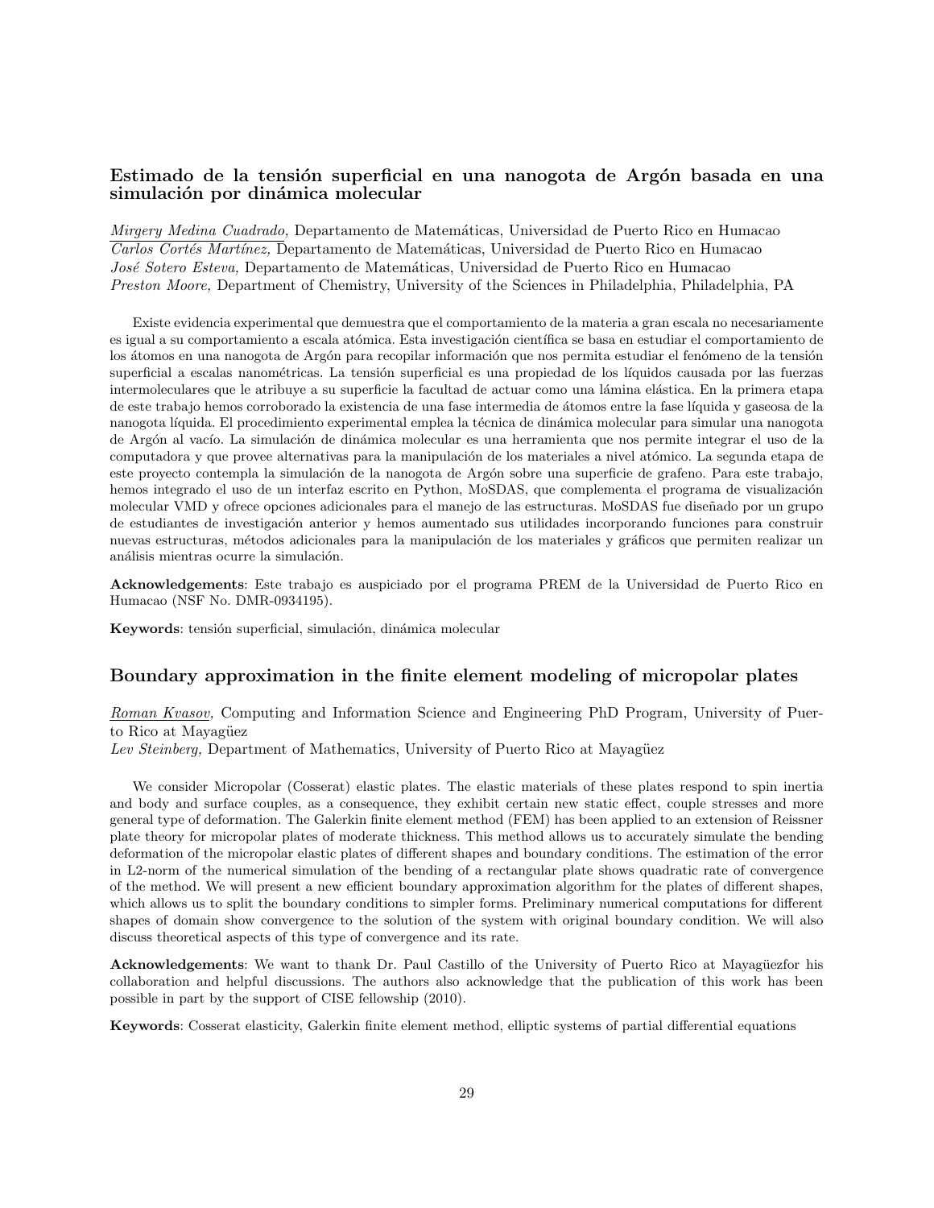### Estimado de la tensión superficial en una nanogota de Argón basada en una simulación por dinámica molecular

*Mirgery Medina Cuadrado,* Departamento de Matemáticas, Universidad de Puerto Rico en Humacao
*Carlos Cortés Martínez,* Departamento de Matemáticas, Universidad de Puerto Rico en Humacao
*José Sotero Esteva,* Departamento de Matemáticas, Universidad de Puerto Rico en Humacao
*Preston Moore,* Department of Chemistry, University of the Sciences in Philadelphia, Philadelphia, PA

Existe evidencia experimental que demuestra que el comportamiento de la materia a gran escala no necesariamente es igual a su comportamiento a escala atómica. Esta investigación científica se basa en estudiar el comportamiento de los átomos en una nanogota de Argón para recopilar información que nos permita estudiar el fenómeno de la tensión superficial a escalas nanométricas. La tensión superficial es una propiedad de los líquidos causada por las fuerzas intermoleculares que le atribuye a su superficie la facultad de actuar como una lámina elástica. En la primera etapa de este trabajo hemos corroborado la existencia de una fase intermedia de átomos entre la fase líquida y gaseosa de la nanogota líquida. El procedimiento experimental emplea la técnica de dinámica molecular para simular una nanogota de Argón al vacío. La simulación de dinámica molecular es una herramienta que nos permite integrar el uso de la computadora y que provee alternativas para la manipulación de los materiales a nivel atómico. La segunda etapa de este proyecto contempla la simulación de la nanogota de Argón sobre una superficie de grafeno. Para este trabajo, hemos integrado el uso de un interfaz escrito en Python, MoSDAS, que complementa el programa de visualización molecular VMD y ofrece opciones adicionales para el manejo de las estructuras. MoSDAS fue diseñado por un grupo de estudiantes de investigación anterior y hemos aumentado sus utilidades incorporando funciones para construir nuevas estructuras, métodos adicionales para la manipulación de los materiales y gráficos que permiten realizar un análisis mientras ocurre la simulación.

**Acknowledgements**: Este trabajo es auspiciado por el programa PREM de la Universidad de Puerto Rico en Humacao (NSF No. DMR-0934195).

**Keywords**: tensión superficial, simulación, dinámica molecular

### Boundary approximation in the finite element modeling of micropolar plates

*Roman Kvasov,* Computing and Information Science and Engineering PhD Program, University of Puerto Rico at Mayagüez
*Lev Steinberg,* Department of Mathematics, University of Puerto Rico at Mayagüez

We consider Micropolar (Cosserat) elastic plates. The elastic materials of these plates respond to spin inertia and body and surface couples, as a consequence, they exhibit certain new static effect, couple stresses and more general type of deformation. The Galerkin finite element method (FEM) has been applied to an extension of Reissner plate theory for micropolar plates of moderate thickness. This method allows us to accurately simulate the bending deformation of the micropolar elastic plates of different shapes and boundary conditions. The estimation of the error in L2-norm of the numerical simulation of the bending of a rectangular plate shows quadratic rate of convergence of the method. We will present a new efficient boundary approximation algorithm for the plates of different shapes, which allows us to split the boundary conditions to simpler forms. Preliminary numerical computations for different shapes of domain show convergence to the solution of the system with original boundary condition. We will also discuss theoretical aspects of this type of convergence and its rate.

**Acknowledgements**: We want to thank Dr. Paul Castillo of the University of Puerto Rico at Mayagüezfor his collaboration and helpful discussions. The authors also acknowledge that the publication of this work has been possible in part by the support of CISE fellowship (2010).

**Keywords**: Cosserat elasticity, Galerkin finite element method, elliptic systems of partial differential equations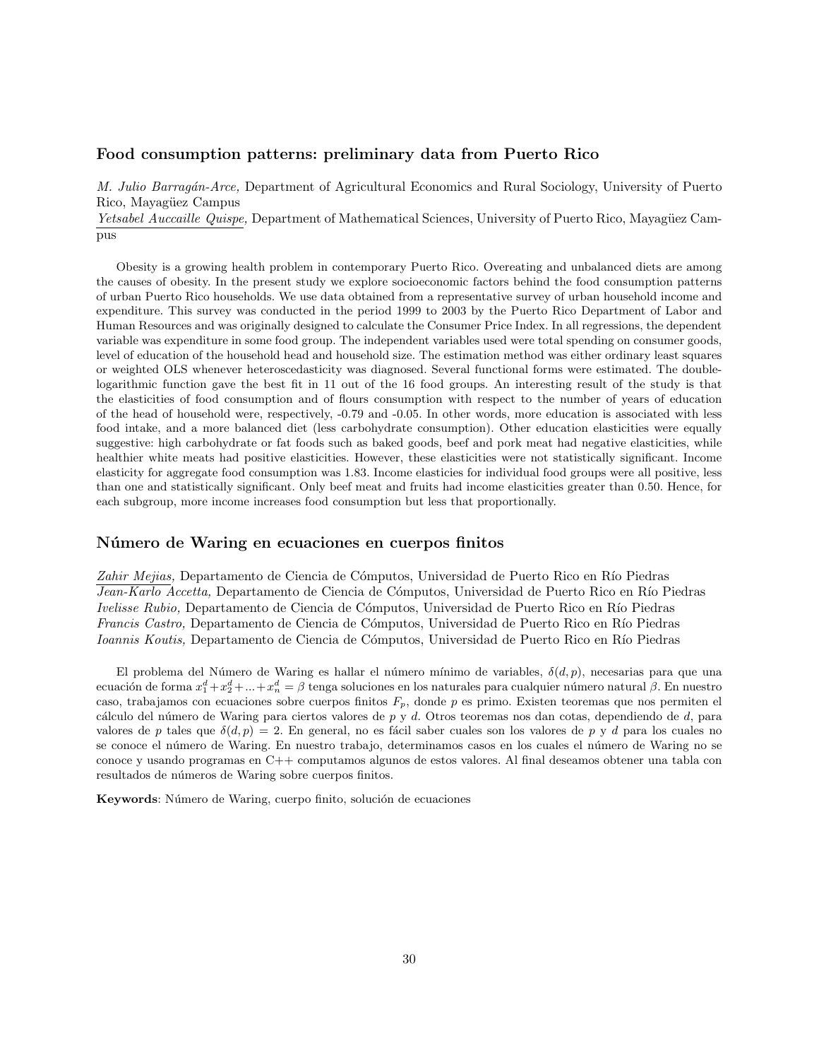### Food consumption patterns: preliminary data from Puerto Rico

*M. Julio Barragán-Arce,* Department of Agricultural Economics and Rural Sociology, University of Puerto Rico, Mayagüez Campus
*Yetsabel Auccaille Quispe,* Department of Mathematical Sciences, University of Puerto Rico, Mayagüez Campus

Obesity is a growing health problem in contemporary Puerto Rico. Overeating and unbalanced diets are among the causes of obesity. In the present study we explore socioeconomic factors behind the food consumption patterns of urban Puerto Rico households. We use data obtained from a representative survey of urban household income and expenditure. This survey was conducted in the period 1999 to 2003 by the Puerto Rico Department of Labor and Human Resources and was originally designed to calculate the Consumer Price Index. In all regressions, the dependent variable was expenditure in some food group. The independent variables used were total spending on consumer goods, level of education of the household head and household size. The estimation method was either ordinary least squares or weighted OLS whenever heteroscedasticity was diagnosed. Several functional forms were estimated. The double-logarithmic function gave the best fit in 11 out of the 16 food groups. An interesting result of the study is that the elasticities of food consumption and of flours consumption with respect to the number of years of education of the head of household were, respectively, -0.79 and -0.05. In other words, more education is associated with less food intake, and a more balanced diet (less carbohydrate consumption). Other education elasticities were equally suggestive: high carbohydrate or fat foods such as baked goods, beef and pork meat had negative elasticities, while healthier white meats had positive elasticities. However, these elasticities were not statistically significant. Income elasticity for aggregate food consumption was 1.83. Income elasticies for individual food groups were all positive, less than one and statistically significant. Only beef meat and fruits had income elasticities greater than 0.50. Hence, for each subgroup, more income increases food consumption but less that proportionally.

### Número de Waring en ecuaciones en cuerpos finitos

*Zahir Mejias,* Departamento de Ciencia de Cómputos, Universidad de Puerto Rico en Río Piedras
*Jean-Karlo Accetta,* Departamento de Ciencia de Cómputos, Universidad de Puerto Rico en Río Piedras
*Ivelisse Rubio,* Departamento de Ciencia de Cómputos, Universidad de Puerto Rico en Río Piedras
*Francis Castro,* Departamento de Ciencia de Cómputos, Universidad de Puerto Rico en Río Piedras
*Ioannis Koutis,* Departamento de Ciencia de Cómputos, Universidad de Puerto Rico en Río Piedras

El problema del Número de Waring es hallar el número mínimo de variables, $\delta(d, p)$, necesarias para que una ecuación de forma $x_1^d + x_2^d + ... + x_n^d = \beta$ tenga soluciones en los naturales para cualquier número natural $\beta$. En nuestro caso, trabajamos con ecuaciones sobre cuerpos finitos $F_p$, donde $p$ es primo. Existen teoremas que nos permiten el cálculo del número de Waring para ciertos valores de $p$ y $d$. Otros teoremas nos dan cotas, dependiendo de $d$, para valores de $p$ tales que $\delta(d, p) = 2$. En general, no es fácil saber cuales son los valores de $p$ y $d$ para los cuales no se conoce el número de Waring. En nuestro trabajo, determinamos casos en los cuales el número de Waring no se conoce y usando programas en C++ computamos algunos de estos valores. Al final deseamos obtener una tabla con resultados de números de Waring sobre cuerpos finitos.

**Keywords**: Número de Waring, cuerpo finito, solución de ecuaciones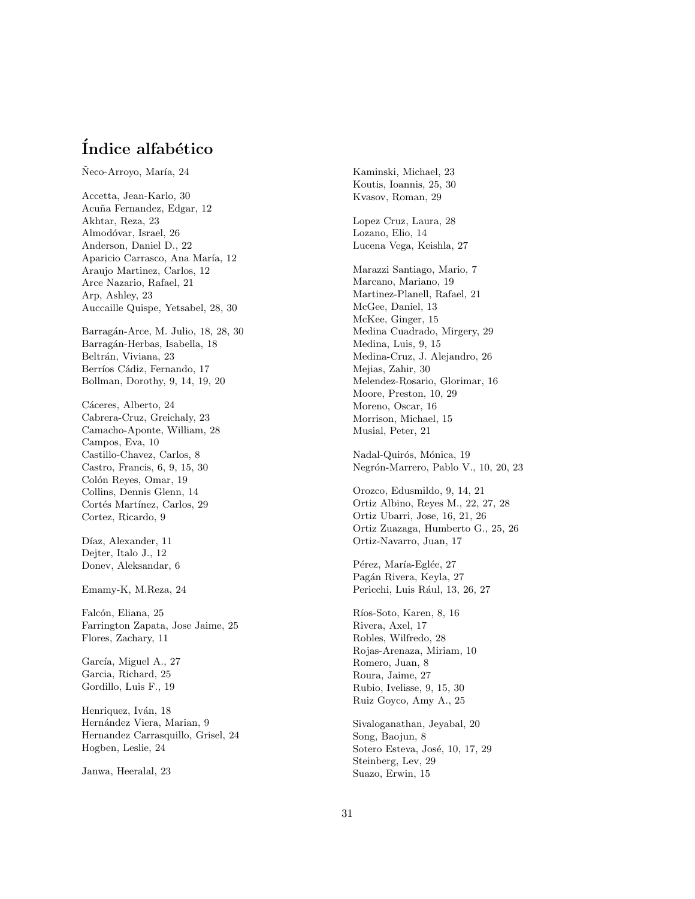# Índice alfabético

Ñeco-Arroyo, María, 24

Accetta, Jean-Karlo, 30
Acuña Fernandez, Edgar, 12
Akhtar, Reza, 23
Almodóvar, Israel, 26
Anderson, Daniel D., 22
Aparicio Carrasco, Ana María, 12
Araujo Martinez, Carlos, 12
Arce Nazario, Rafael, 21
Arp, Ashley, 23
Auccaille Quispe, Yetsabel, 28, 30

Barragán-Arce, M. Julio, 18, 28, 30
Barragán-Herbas, Isabella, 18
Beltrán, Viviana, 23
Berríos Cádiz, Fernando, 17
Bollman, Dorothy, 9, 14, 19, 20

Cáceres, Alberto, 24
Cabrera-Cruz, Greichaly, 23
Camacho-Aponte, William, 28
Campos, Eva, 10
Castillo-Chavez, Carlos, 8
Castro, Francis, 6, 9, 15, 30
Colón Reyes, Omar, 19
Collins, Dennis Glenn, 14
Cortés Martínez, Carlos, 29
Cortez, Ricardo, 9

Díaz, Alexander, 11
Dejter, Italo J., 12
Donev, Aleksandar, 6

Emamy-K, M.Reza, 24

Falcón, Eliana, 25
Farrington Zapata, Jose Jaime, 25
Flores, Zachary, 11

García, Miguel A., 27
Garcia, Richard, 25
Gordillo, Luis F., 19

Henriquez, Iván, 18
Hernández Viera, Marian, 9
Hernandez Carrasquillo, Grisel, 24
Hogben, Leslie, 24

Janwa, Heeralal, 23

Kaminski, Michael, 23
Koutis, Ioannis, 25, 30
Kvasov, Roman, 29

Lopez Cruz, Laura, 28
Lozano, Elio, 14
Lucena Vega, Keishla, 27

Marazzi Santiago, Mario, 7
Marcano, Mariano, 19
Martinez-Planell, Rafael, 21
McGee, Daniel, 13
McKee, Ginger, 15
Medina Cuadrado, Mirgery, 29
Medina, Luis, 9, 15
Medina-Cruz, J. Alejandro, 26
Mejias, Zahir, 30
Melendez-Rosario, Glorimar, 16
Moore, Preston, 10, 29
Moreno, Oscar, 16
Morrison, Michael, 15
Musial, Peter, 21

Nadal-Quirós, Mónica, 19
Negrón-Marrero, Pablo V., 10, 20, 23

Orozco, Edusmildo, 9, 14, 21
Ortiz Albino, Reyes M., 22, 27, 28
Ortiz Ubarri, Jose, 16, 21, 26
Ortiz Zuazaga, Humberto G., 25, 26
Ortiz-Navarro, Juan, 17

Pérez, María-Eglée, 27
Pagán Rivera, Keyla, 27
Pericchi, Luis Rául, 13, 26, 27

Ríos-Soto, Karen, 8, 16
Rivera, Axel, 17
Robles, Wilfredo, 28
Rojas-Arenaza, Miriam, 10
Romero, Juan, 8
Roura, Jaime, 27
Rubio, Ivelisse, 9, 15, 30
Ruiz Goyco, Amy A., 25

Sivaloganathan, Jeyabal, 20
Song, Baojun, 8
Sotero Esteva, José, 10, 17, 29
Steinberg, Lev, 29
Suazo, Erwin, 15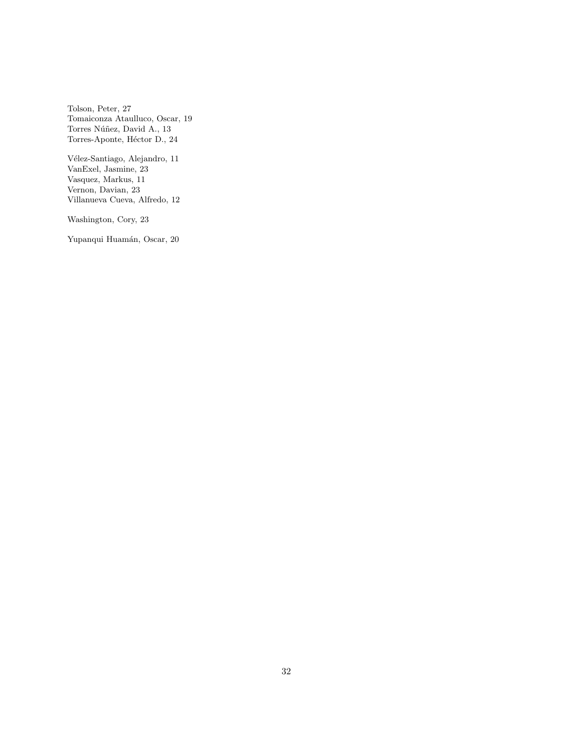Tolson, Peter, 27
Tomaiconza Ataulluco, Oscar, 19
Torres Núñez, David A., 13
Torres-Aponte, Héctor D., 24

Vélez-Santiago, Alejandro, 11
VanExel, Jasmine, 23
Vasquez, Markus, 11
Vernon, Davian, 23
Villanueva Cueva, Alfredo, 12

Washington, Cory, 23

Yupanqui Huamán, Oscar, 20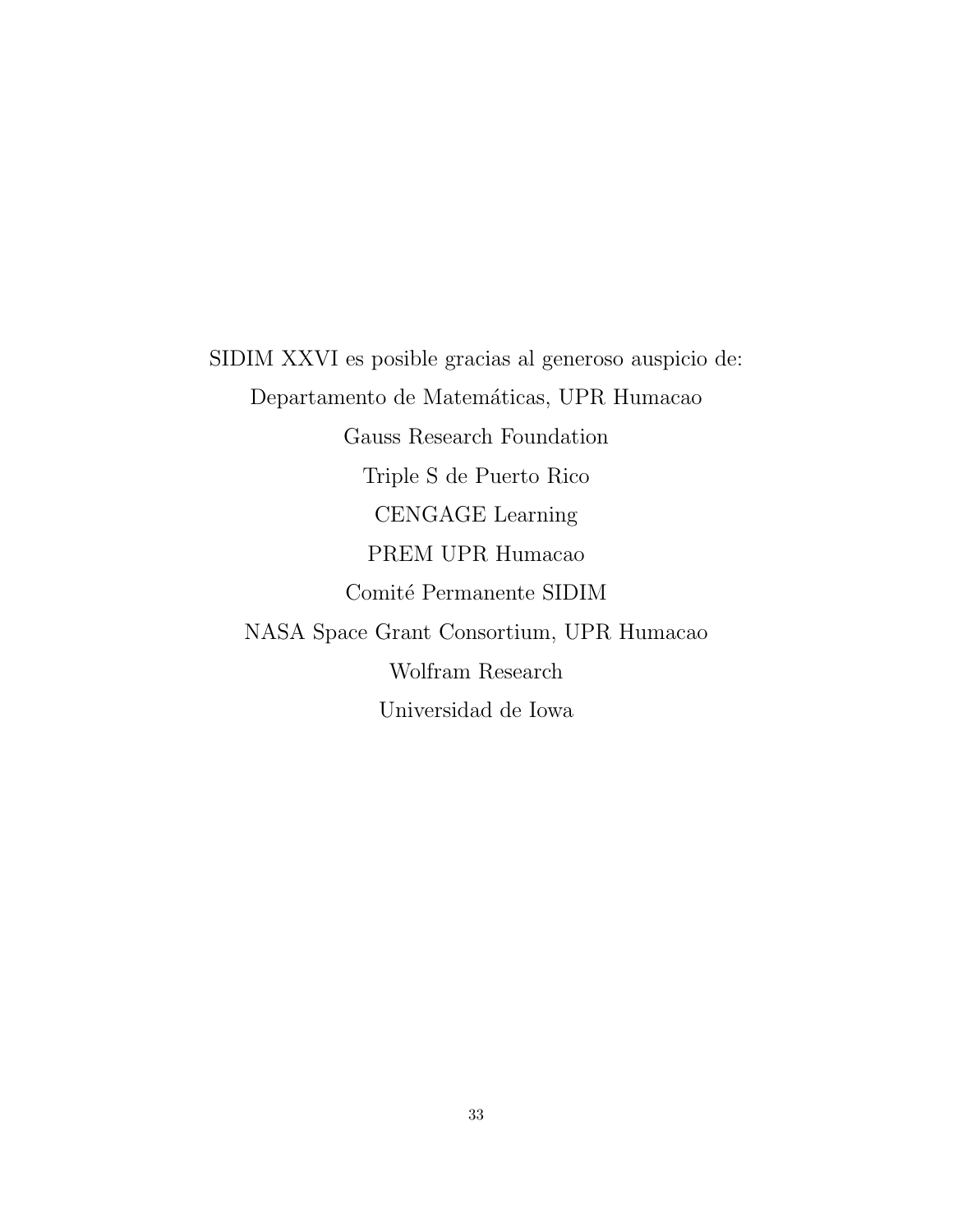SIDIM XXVI es posible gracias al generoso auspicio de:

Departamento de Matemáticas, UPR Humacao

Gauss Research Foundation

Triple S de Puerto Rico

CENGAGE Learning

PREM UPR Humacao

Comité Permanente SIDIM

NASA Space Grant Consortium, UPR Humacao

Wolfram Research

Universidad de Iowa